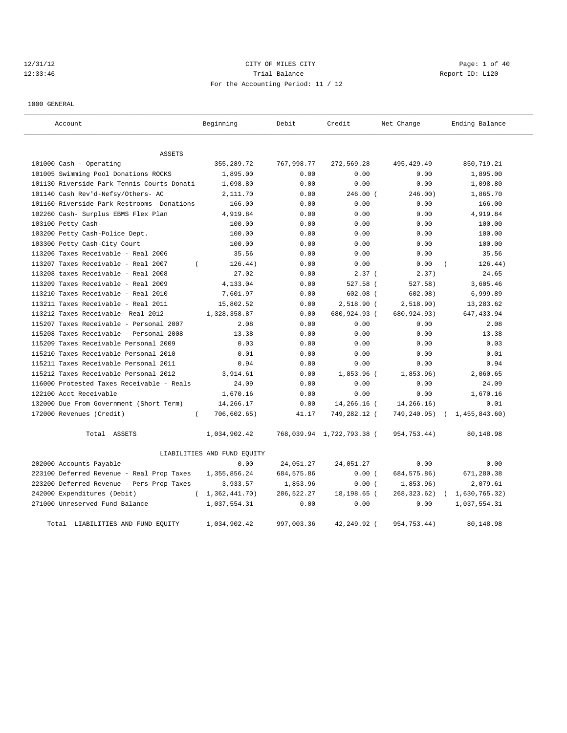# CITY OF MILES CITY

## Trial Balance

For the Accounting Period: 11 / 12

12/31/12 12:33:46 — Report ID: L120

1000 GENERAL

| Account | Beginning | Debit | Credit | Net Change | Ending Balance |
|---|---|---|---|---|---|
| **ASSETS** | | | | | |
| 101000 Cash - Operating | 355,289.72 | 767,998.77 | 272,569.28 | 495,429.49 | 850,719.21 |
| 101005 Swimming Pool Donations ROCKS | 1,895.00 | 0.00 | 0.00 | 0.00 | 1,895.00 |
| 101130 Riverside Park Tennis Courts Donati | 1,098.80 | 0.00 | 0.00 | 0.00 | 1,098.80 |
| 101140 Cash Rev'd-Nefsy/Others- AC | 2,111.70 | 0.00 | 246.00 | (246.00) | 1,865.70 |
| 101160 Riverside Park Restrooms -Donations | 166.00 | 0.00 | 0.00 | 0.00 | 166.00 |
| 102260 Cash- Surplus EBMS Flex Plan | 4,919.84 | 0.00 | 0.00 | 0.00 | 4,919.84 |
| 103100 Petty Cash- | 100.00 | 0.00 | 0.00 | 0.00 | 100.00 |
| 103200 Petty Cash-Police Dept. | 100.00 | 0.00 | 0.00 | 0.00 | 100.00 |
| 103300 Petty Cash-City Court | 100.00 | 0.00 | 0.00 | 0.00 | 100.00 |
| 113206 Taxes Receivable - Real 2006 | 35.56 | 0.00 | 0.00 | 0.00 | 35.56 |
| 113207 Taxes Receivable - Real 2007 | (126.44) | 0.00 | 0.00 | 0.00 | (126.44) |
| 113208 taxes Receivable - Real 2008 | 27.02 | 0.00 | 2.37 | (2.37) | 24.65 |
| 113209 Taxes Receivable - Real 2009 | 4,133.04 | 0.00 | 527.58 | (527.58) | 3,605.46 |
| 113210 Taxes Receivable - Real 2010 | 7,601.97 | 0.00 | 602.08 | (602.08) | 6,999.89 |
| 113211 Taxes Receivable - Real 2011 | 15,802.52 | 0.00 | 2,518.90 | (2,518.90) | 13,283.62 |
| 113212 Taxes Receivable- Real 2012 | 1,328,358.87 | 0.00 | 680,924.93 | (680,924.93) | 647,433.94 |
| 115207 Taxes Receivable - Personal 2007 | 2.08 | 0.00 | 0.00 | 0.00 | 2.08 |
| 115208 Taxes Receivable - Personal 2008 | 13.38 | 0.00 | 0.00 | 0.00 | 13.38 |
| 115209 Taxes Receivable Personal 2009 | 0.03 | 0.00 | 0.00 | 0.00 | 0.03 |
| 115210 Taxes Receivable Personal 2010 | 0.01 | 0.00 | 0.00 | 0.00 | 0.01 |
| 115211 Taxes Receivable Personal 2011 | 0.94 | 0.00 | 0.00 | 0.00 | 0.94 |
| 115212 Taxes Receivable Personal 2012 | 3,914.61 | 0.00 | 1,853.96 | (1,853.96) | 2,060.65 |
| 116000 Protested Taxes Receivable - Reals | 24.09 | 0.00 | 0.00 | 0.00 | 24.09 |
| 122100 Acct Receivable | 1,670.16 | 0.00 | 0.00 | 0.00 | 1,670.16 |
| 132000 Due From Government (Short Term) | 14,266.17 | 0.00 | 14,266.16 | (14,266.16) | 0.01 |
| 172000 Revenues (Credit) | (706,602.65) | 41.17 | 749,282.12 | (749,240.95) | (1,455,843.60) |
| Total ASSETS | 1,034,902.42 | 768,039.94 | 1,722,793.38 | (954,753.44) | 80,148.98 |
| **LIABILITIES AND FUND EQUITY** | | | | | |
| 202000 Accounts Payable | 0.00 | 24,051.27 | 24,051.27 | 0.00 | 0.00 |
| 223100 Deferred Revenue - Real Prop Taxes | 1,355,856.24 | 684,575.86 | 0.00 | (684,575.86) | 671,280.38 |
| 223200 Deferred Revenue - Pers Prop Taxes | 3,933.57 | 1,853.96 | 0.00 | (1,853.96) | 2,079.61 |
| 242000 Expenditures (Debit) | (1,362,441.70) | 286,522.27 | 18,198.65 | (268,323.62) | (1,630,765.32) |
| 271000 Unreserved Fund Balance | 1,037,554.31 | 0.00 | 0.00 | 0.00 | 1,037,554.31 |
| Total LIABILITIES AND FUND EQUITY | 1,034,902.42 | 997,003.36 | 42,249.92 | (954,753.44) | 80,148.98 |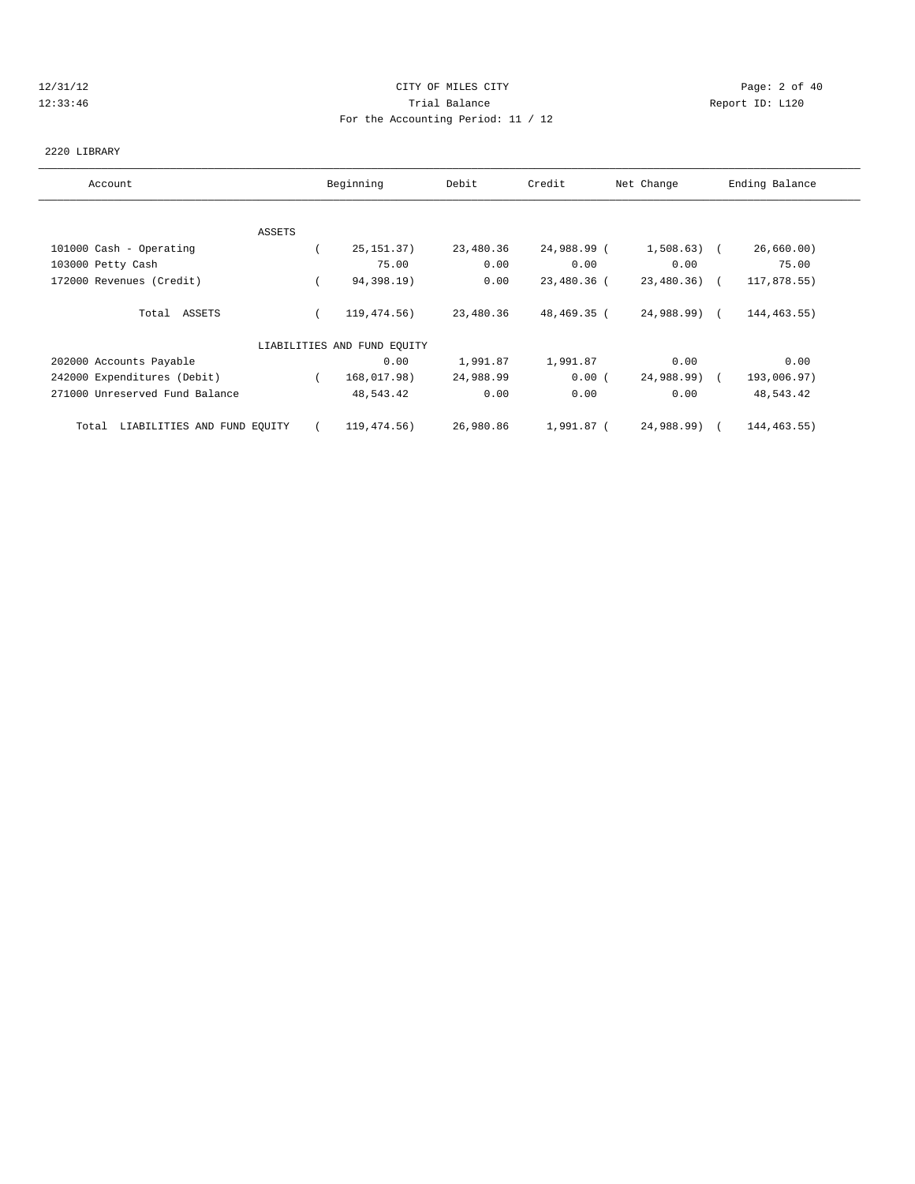# CITY OF MILES CITY

Trial Balance

For the Accounting Period: 11 / 12

12/31/12
12:33:46

Report ID: L120

2220 LIBRARY

| Account | Beginning | Debit | Credit | Net Change | Ending Balance |
|---|---|---|---|---|---|
| **ASSETS** | | | | | |
| 101000 Cash - Operating | ( 25,151.37) | 23,480.36 | 24,988.99 | ( 1,508.63) | ( 26,660.00) |
| 103000 Petty Cash | 75.00 | 0.00 | 0.00 | 0.00 | 75.00 |
| 172000 Revenues (Credit) | ( 94,398.19) | 0.00 | 23,480.36 | ( 23,480.36) | ( 117,878.55) |
| Total ASSETS | ( 119,474.56) | 23,480.36 | 48,469.35 | ( 24,988.99) | ( 144,463.55) |
| **LIABILITIES AND FUND EQUITY** | | | | | |
| 202000 Accounts Payable | 0.00 | 1,991.87 | 1,991.87 | 0.00 | 0.00 |
| 242000 Expenditures (Debit) | ( 168,017.98) | 24,988.99 | 0.00 | ( 24,988.99) | ( 193,006.97) |
| 271000 Unreserved Fund Balance | 48,543.42 | 0.00 | 0.00 | 0.00 | 48,543.42 |
| Total LIABILITIES AND FUND EQUITY | ( 119,474.56) | 26,980.86 | 1,991.87 | ( 24,988.99) | ( 144,463.55) |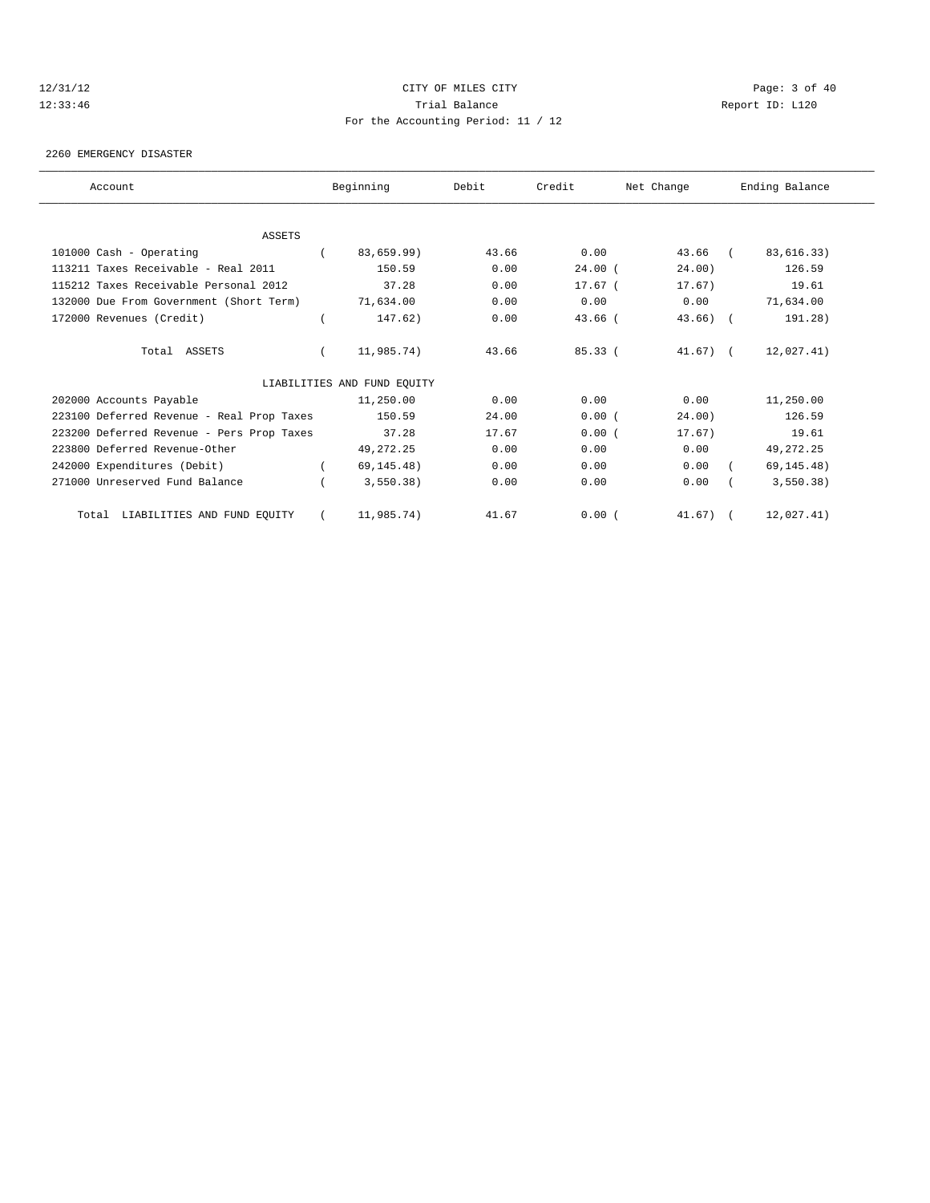CITY OF MILES CITY

Trial Balance

For the Accounting Period: 11 / 12

12/31/12
12:33:46

Report ID: L120

2260 EMERGENCY DISASTER

| Account | Beginning | Debit | Credit | Net Change | Ending Balance |
|---|---|---|---|---|---|
| ASSETS | | | | | |
| 101000 Cash - Operating | ( 83,659.99) | 43.66 | 0.00 | 43.66 | ( 83,616.33) |
| 113211 Taxes Receivable - Real 2011 | 150.59 | 0.00 | 24.00 | ( 24.00) | 126.59 |
| 115212 Taxes Receivable Personal 2012 | 37.28 | 0.00 | 17.67 | ( 17.67) | 19.61 |
| 132000 Due From Government (Short Term) | 71,634.00 | 0.00 | 0.00 | 0.00 | 71,634.00 |
| 172000 Revenues (Credit) | ( 147.62) | 0.00 | 43.66 | ( 43.66) | ( 191.28) |
| Total ASSETS | ( 11,985.74) | 43.66 | 85.33 | ( 41.67) | ( 12,027.41) |
| LIABILITIES AND FUND EQUITY | | | | | |
| 202000 Accounts Payable | 11,250.00 | 0.00 | 0.00 | 0.00 | 11,250.00 |
| 223100 Deferred Revenue - Real Prop Taxes | 150.59 | 24.00 | 0.00 | ( 24.00) | 126.59 |
| 223200 Deferred Revenue - Pers Prop Taxes | 37.28 | 17.67 | 0.00 | ( 17.67) | 19.61 |
| 223800 Deferred Revenue-Other | 49,272.25 | 0.00 | 0.00 | 0.00 | 49,272.25 |
| 242000 Expenditures (Debit) | ( 69,145.48) | 0.00 | 0.00 | 0.00 | ( 69,145.48) |
| 271000 Unreserved Fund Balance | ( 3,550.38) | 0.00 | 0.00 | 0.00 | ( 3,550.38) |
| Total LIABILITIES AND FUND EQUITY | ( 11,985.74) | 41.67 | 0.00 | ( 41.67) | ( 12,027.41) |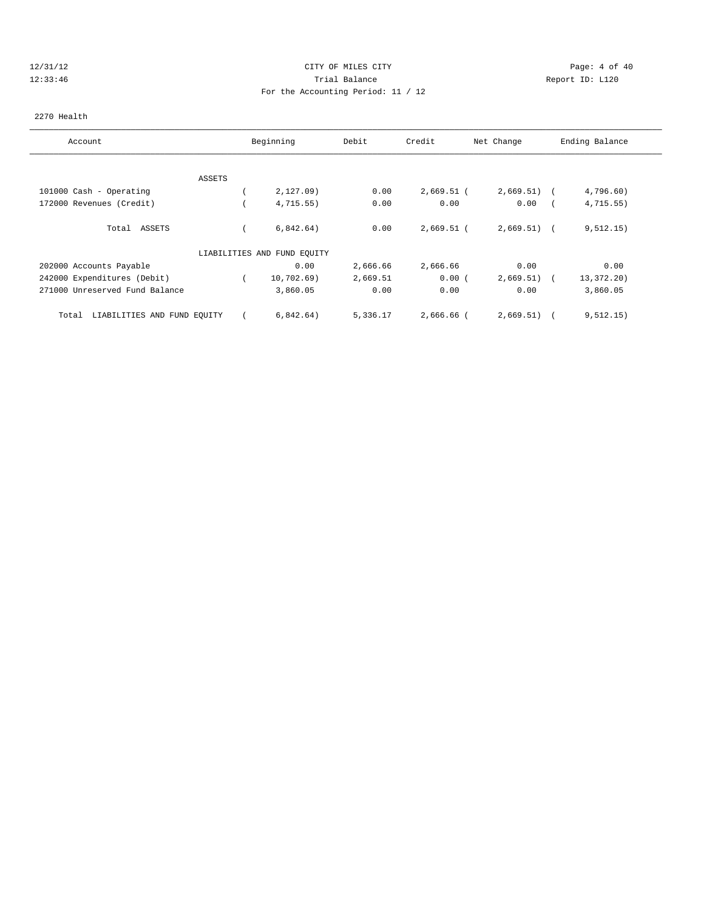CITY OF MILES CITY

Trial Balance

For the Accounting Period: 11 / 12

12/31/12
12:33:46

Report ID: L120

2270 Health

| Account | Beginning | Debit | Credit | Net Change | Ending Balance |
|---|---|---|---|---|---|
| ASSETS | | | | | |
| 101000 Cash - Operating | ( 2,127.09) | 0.00 | 2,669.51 | ( 2,669.51) | ( 4,796.60) |
| 172000 Revenues (Credit) | ( 4,715.55) | 0.00 | 0.00 | 0.00 | ( 4,715.55) |
| Total ASSETS | ( 6,842.64) | 0.00 | 2,669.51 | ( 2,669.51) | ( 9,512.15) |
| LIABILITIES AND FUND EQUITY | | | | | |
| 202000 Accounts Payable | 0.00 | 2,666.66 | 2,666.66 | 0.00 | 0.00 |
| 242000 Expenditures (Debit) | ( 10,702.69) | 2,669.51 | 0.00 | ( 2,669.51) | ( 13,372.20) |
| 271000 Unreserved Fund Balance | 3,860.05 | 0.00 | 0.00 | 0.00 | 3,860.05 |
| Total LIABILITIES AND FUND EQUITY | ( 6,842.64) | 5,336.17 | 2,666.66 | ( 2,669.51) | ( 9,512.15) |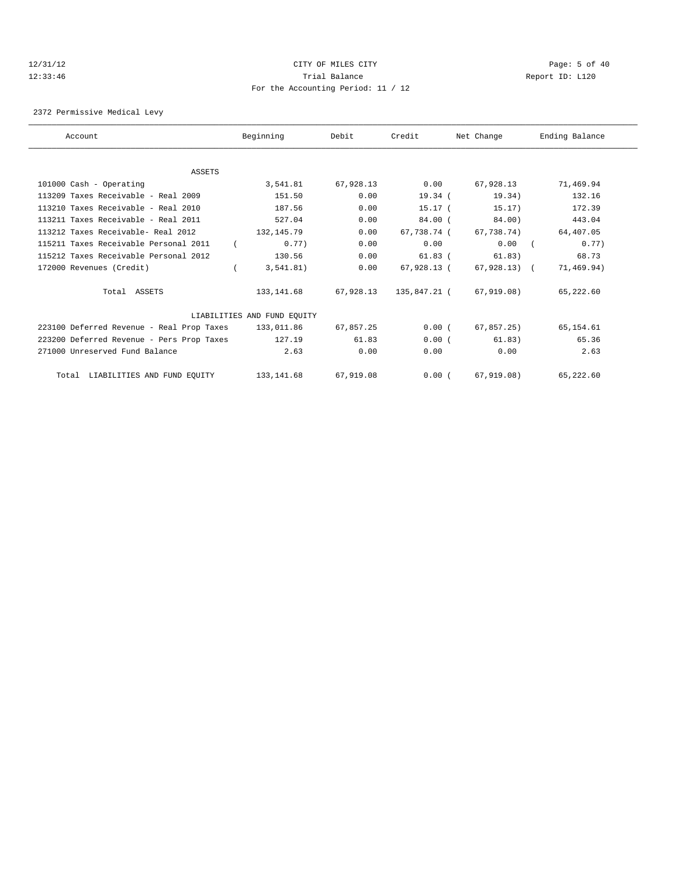12/31/12 CITY OF MILES CITY
12:33:46 Trial Balance Report ID: L120
For the Accounting Period: 11 / 12

2372 Permissive Medical Levy

| Account | Beginning | Debit | Credit | Net Change | Ending Balance |
|---|---|---|---|---|---|
| ASSETS | | | | | |
| 101000 Cash - Operating | 3,541.81 | 67,928.13 | 0.00 | 67,928.13 | 71,469.94 |
| 113209 Taxes Receivable - Real 2009 | 151.50 | 0.00 | 19.34 | ( 19.34) | 132.16 |
| 113210 Taxes Receivable - Real 2010 | 187.56 | 0.00 | 15.17 | ( 15.17) | 172.39 |
| 113211 Taxes Receivable - Real 2011 | 527.04 | 0.00 | 84.00 | ( 84.00) | 443.04 |
| 113212 Taxes Receivable- Real 2012 | 132,145.79 | 0.00 | 67,738.74 | ( 67,738.74) | 64,407.05 |
| 115211 Taxes Receivable Personal 2011 | ( 0.77) | 0.00 | 0.00 | 0.00 | ( 0.77) |
| 115212 Taxes Receivable Personal 2012 | 130.56 | 0.00 | 61.83 | ( 61.83) | 68.73 |
| 172000 Revenues (Credit) | ( 3,541.81) | 0.00 | 67,928.13 | ( 67,928.13) | ( 71,469.94) |
| Total ASSETS | 133,141.68 | 67,928.13 | 135,847.21 | ( 67,919.08) | 65,222.60 |
| LIABILITIES AND FUND EQUITY | | | | | |
| 223100 Deferred Revenue - Real Prop Taxes | 133,011.86 | 67,857.25 | 0.00 | ( 67,857.25) | 65,154.61 |
| 223200 Deferred Revenue - Pers Prop Taxes | 127.19 | 61.83 | 0.00 | ( 61.83) | 65.36 |
| 271000 Unreserved Fund Balance | 2.63 | 0.00 | 0.00 | 0.00 | 2.63 |
| Total LIABILITIES AND FUND EQUITY | 133,141.68 | 67,919.08 | 0.00 | ( 67,919.08) | 65,222.60 |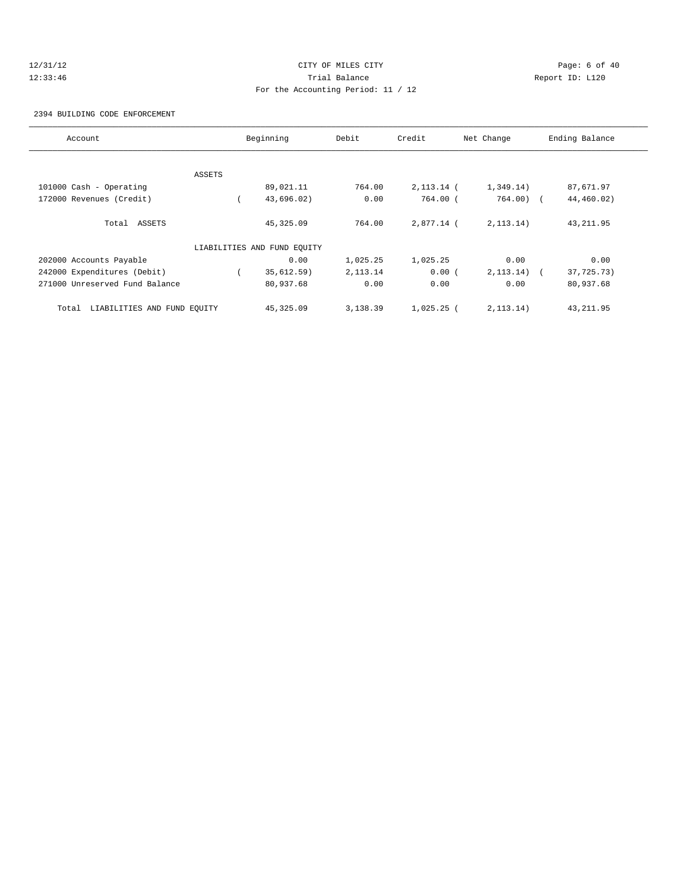CITY OF MILES CITY

Trial Balance

For the Accounting Period: 11 / 12

2394 BUILDING CODE ENFORCEMENT

| Account | Beginning | Debit | Credit | Net Change | Ending Balance |
|---|---|---|---|---|---|
| ASSETS | | | | | |
| 101000 Cash - Operating | 89,021.11 | 764.00 | 2,113.14 | ( 1,349.14) | 87,671.97 |
| 172000 Revenues (Credit) | ( 43,696.02) | 0.00 | 764.00 | ( 764.00) | ( 44,460.02) |
| Total ASSETS | 45,325.09 | 764.00 | 2,877.14 | ( 2,113.14) | 43,211.95 |
| LIABILITIES AND FUND EQUITY | | | | | |
| 202000 Accounts Payable | 0.00 | 1,025.25 | 1,025.25 | 0.00 | 0.00 |
| 242000 Expenditures (Debit) | ( 35,612.59) | 2,113.14 | 0.00 | ( 2,113.14) | ( 37,725.73) |
| 271000 Unreserved Fund Balance | 80,937.68 | 0.00 | 0.00 | 0.00 | 80,937.68 |
| Total LIABILITIES AND FUND EQUITY | 45,325.09 | 3,138.39 | 1,025.25 | ( 2,113.14) | 43,211.95 |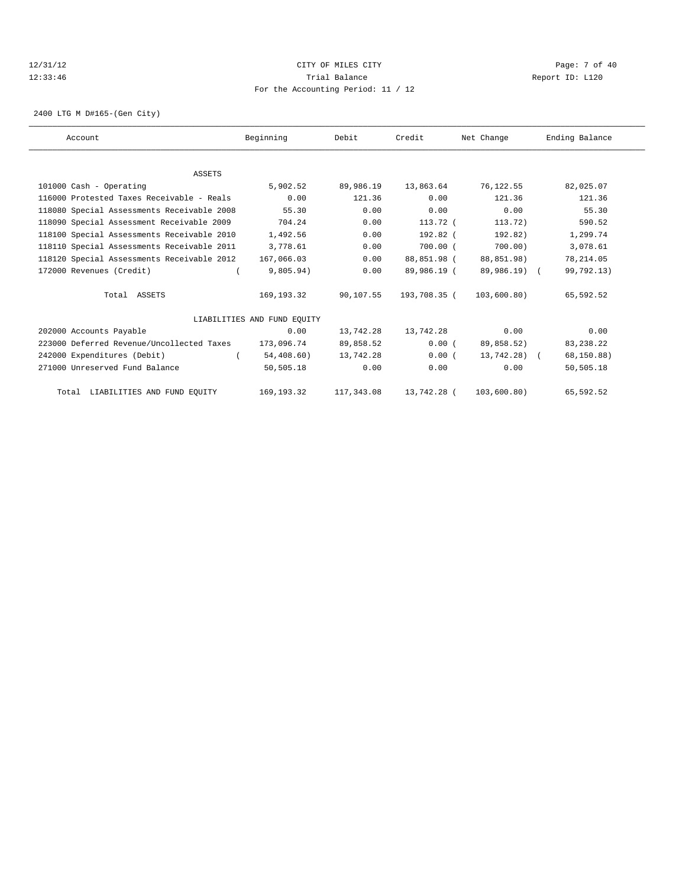CITY OF MILES CITY

Trial Balance

For the Accounting Period: 11 / 12

12/31/12 12:33:46 Report ID: L120

2400 LTG M D#165-(Gen City)

| Account | Beginning | Debit | Credit | Net Change | Ending Balance |
|---|---|---|---|---|---|
| ASSETS | | | | | |
| 101000 Cash - Operating | 5,902.52 | 89,986.19 | 13,863.64 | 76,122.55 | 82,025.07 |
| 116000 Protested Taxes Receivable - Reals | 0.00 | 121.36 | 0.00 | 121.36 | 121.36 |
| 118080 Special Assessments Receivable 2008 | 55.30 | 0.00 | 0.00 | 0.00 | 55.30 |
| 118090 Special Assessment Receivable 2009 | 704.24 | 0.00 | 113.72 | (113.72) | 590.52 |
| 118100 Special Assessments Receivable 2010 | 1,492.56 | 0.00 | 192.82 | (192.82) | 1,299.74 |
| 118110 Special Assessments Receivable 2011 | 3,778.61 | 0.00 | 700.00 | (700.00) | 3,078.61 |
| 118120 Special Assessments Receivable 2012 | 167,066.03 | 0.00 | 88,851.98 | (88,851.98) | 78,214.05 |
| 172000 Revenues (Credit) | (9,805.94) | 0.00 | 89,986.19 | (89,986.19) | (99,792.13) |
| Total ASSETS | 169,193.32 | 90,107.55 | 193,708.35 | (103,600.80) | 65,592.52 |
| LIABILITIES AND FUND EQUITY | | | | | |
| 202000 Accounts Payable | 0.00 | 13,742.28 | 13,742.28 | 0.00 | 0.00 |
| 223000 Deferred Revenue/Uncollected Taxes | 173,096.74 | 89,858.52 | 0.00 | (89,858.52) | 83,238.22 |
| 242000 Expenditures (Debit) | (54,408.60) | 13,742.28 | 0.00 | (13,742.28) | (68,150.88) |
| 271000 Unreserved Fund Balance | 50,505.18 | 0.00 | 0.00 | 0.00 | 50,505.18 |
| Total LIABILITIES AND FUND EQUITY | 169,193.32 | 117,343.08 | 13,742.28 | (103,600.80) | 65,592.52 |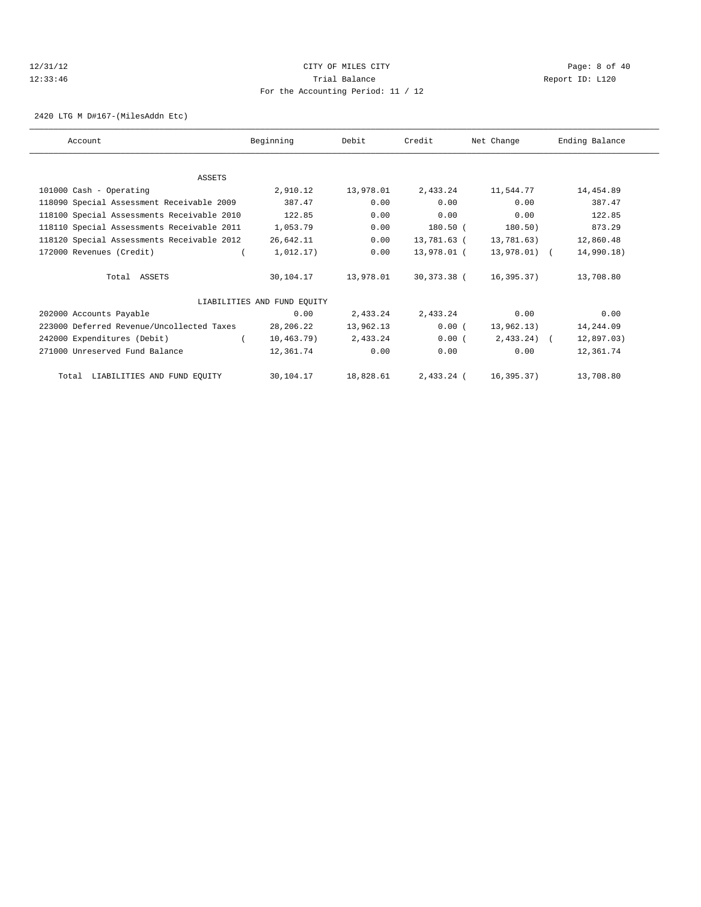CITY OF MILES CITY

Trial Balance

For the Accounting Period: 11 / 12

2420 LTG M D#167-(MilesAddn Etc)

| Account | Beginning | Debit | Credit | Net Change | Ending Balance |
|---|---|---|---|---|---|
| ASSETS | | | | | |
| 101000 Cash - Operating | 2,910.12 | 13,978.01 | 2,433.24 | 11,544.77 | 14,454.89 |
| 118090 Special Assessment Receivable 2009 | 387.47 | 0.00 | 0.00 | 0.00 | 387.47 |
| 118100 Special Assessments Receivable 2010 | 122.85 | 0.00 | 0.00 | 0.00 | 122.85 |
| 118110 Special Assessments Receivable 2011 | 1,053.79 | 0.00 | 180.50 | (180.50) | 873.29 |
| 118120 Special Assessments Receivable 2012 | 26,642.11 | 0.00 | 13,781.63 | (13,781.63) | 12,860.48 |
| 172000 Revenues (Credit) | (1,012.17) | 0.00 | 13,978.01 | (13,978.01) | (14,990.18) |
| Total ASSETS | 30,104.17 | 13,978.01 | 30,373.38 | (16,395.37) | 13,708.80 |
| LIABILITIES AND FUND EQUITY | | | | | |
| 202000 Accounts Payable | 0.00 | 2,433.24 | 2,433.24 | 0.00 | 0.00 |
| 223000 Deferred Revenue/Uncollected Taxes | 28,206.22 | 13,962.13 | 0.00 | (13,962.13) | 14,244.09 |
| 242000 Expenditures (Debit) | (10,463.79) | 2,433.24 | 0.00 | (2,433.24) | (12,897.03) |
| 271000 Unreserved Fund Balance | 12,361.74 | 0.00 | 0.00 | 0.00 | 12,361.74 |
| Total LIABILITIES AND FUND EQUITY | 30,104.17 | 18,828.61 | 2,433.24 | (16,395.37) | 13,708.80 |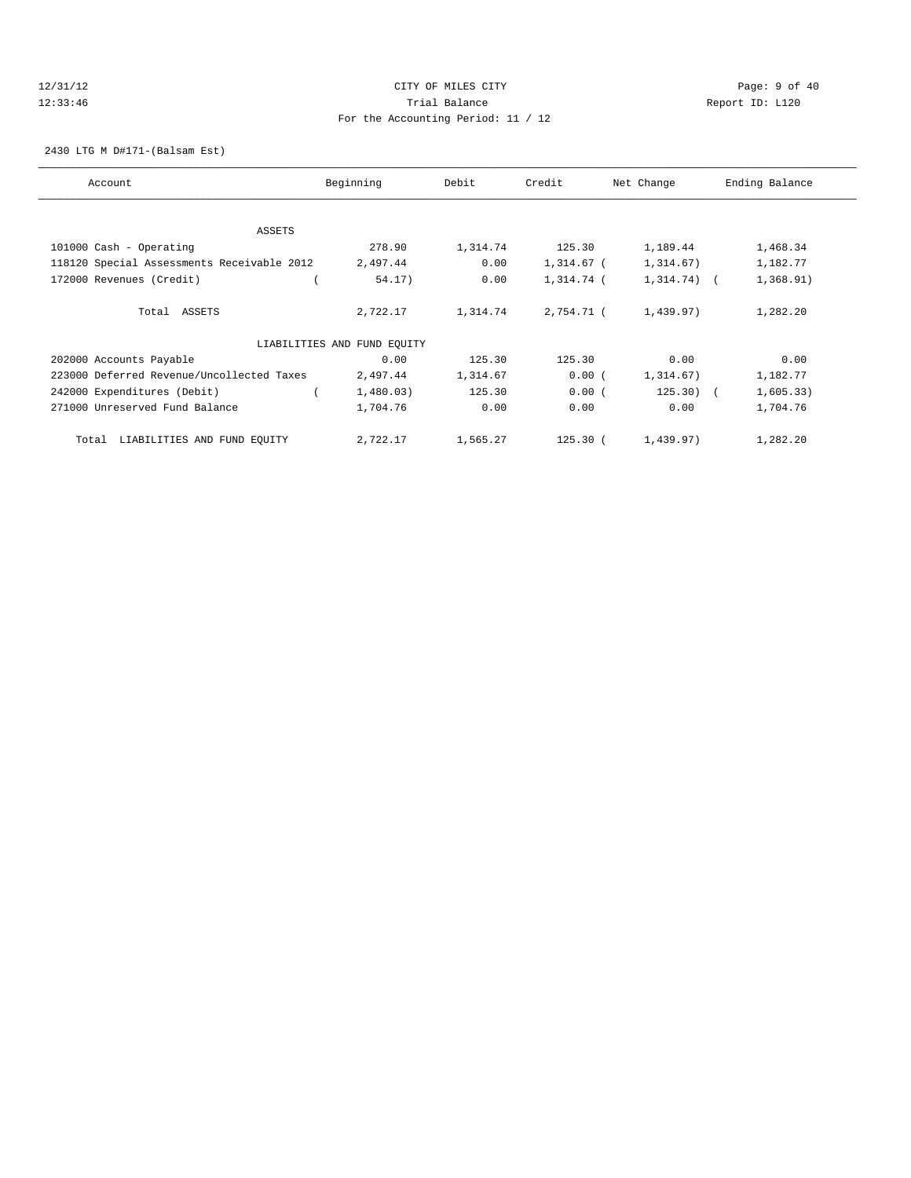CITY OF MILES CITY
Trial Balance
For the Accounting Period: 11 / 12

2430 LTG M D#171-(Balsam Est)

| Account | Beginning | Debit | Credit | Net Change | Ending Balance |
|---|---|---|---|---|---|
| ASSETS | | | | | |
| 101000 Cash - Operating | 278.90 | 1,314.74 | 125.30 | 1,189.44 | 1,468.34 |
| 118120 Special Assessments Receivable 2012 | 2,497.44 | 0.00 | 1,314.67 | (1,314.67) | 1,182.77 |
| 172000 Revenues (Credit) | (54.17) | 0.00 | 1,314.74 | (1,314.74) | (1,368.91) |
| Total ASSETS | 2,722.17 | 1,314.74 | 2,754.71 | (1,439.97) | 1,282.20 |
| LIABILITIES AND FUND EQUITY | | | | | |
| 202000 Accounts Payable | 0.00 | 125.30 | 125.30 | 0.00 | 0.00 |
| 223000 Deferred Revenue/Uncollected Taxes | 2,497.44 | 1,314.67 | 0.00 | (1,314.67) | 1,182.77 |
| 242000 Expenditures (Debit) | (1,480.03) | 125.30 | 0.00 | (125.30) | (1,605.33) |
| 271000 Unreserved Fund Balance | 1,704.76 | 0.00 | 0.00 | 0.00 | 1,704.76 |
| Total LIABILITIES AND FUND EQUITY | 2,722.17 | 1,565.27 | 125.30 | (1,439.97) | 1,282.20 |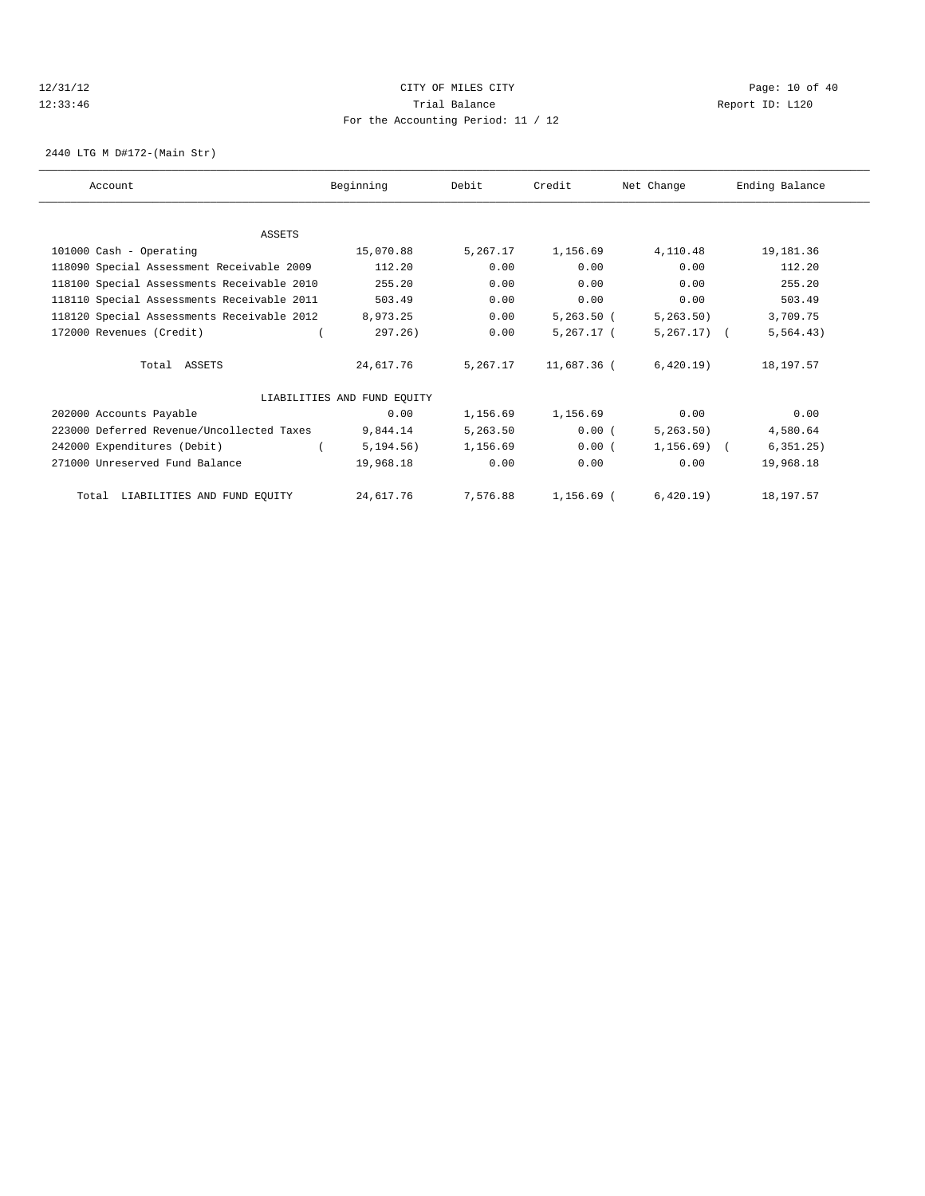12/31/12 CITY OF MILES CITY
12:33:46 Trial Balance Report ID: L120
For the Accounting Period: 11 / 12

2440 LTG M D#172-(Main Str)

| Account | Beginning | Debit | Credit | Net Change | Ending Balance |
|---|---|---|---|---|---|
| ASSETS | | | | | |
| 101000 Cash - Operating | 15,070.88 | 5,267.17 | 1,156.69 | 4,110.48 | 19,181.36 |
| 118090 Special Assessment Receivable 2009 | 112.20 | 0.00 | 0.00 | 0.00 | 112.20 |
| 118100 Special Assessments Receivable 2010 | 255.20 | 0.00 | 0.00 | 0.00 | 255.20 |
| 118110 Special Assessments Receivable 2011 | 503.49 | 0.00 | 0.00 | 0.00 | 503.49 |
| 118120 Special Assessments Receivable 2012 | 8,973.25 | 0.00 | 5,263.50 | ( 5,263.50) | 3,709.75 |
| 172000 Revenues (Credit) | ( 297.26) | 0.00 | 5,267.17 | ( 5,267.17) | ( 5,564.43) |
| Total ASSETS | 24,617.76 | 5,267.17 | 11,687.36 | ( 6,420.19) | 18,197.57 |
| LIABILITIES AND FUND EQUITY | | | | | |
| 202000 Accounts Payable | 0.00 | 1,156.69 | 1,156.69 | 0.00 | 0.00 |
| 223000 Deferred Revenue/Uncollected Taxes | 9,844.14 | 5,263.50 | 0.00 | ( 5,263.50) | 4,580.64 |
| 242000 Expenditures (Debit) | ( 5,194.56) | 1,156.69 | 0.00 | ( 1,156.69) | ( 6,351.25) |
| 271000 Unreserved Fund Balance | 19,968.18 | 0.00 | 0.00 | 0.00 | 19,968.18 |
| Total LIABILITIES AND FUND EQUITY | 24,617.76 | 7,576.88 | 1,156.69 | ( 6,420.19) | 18,197.57 |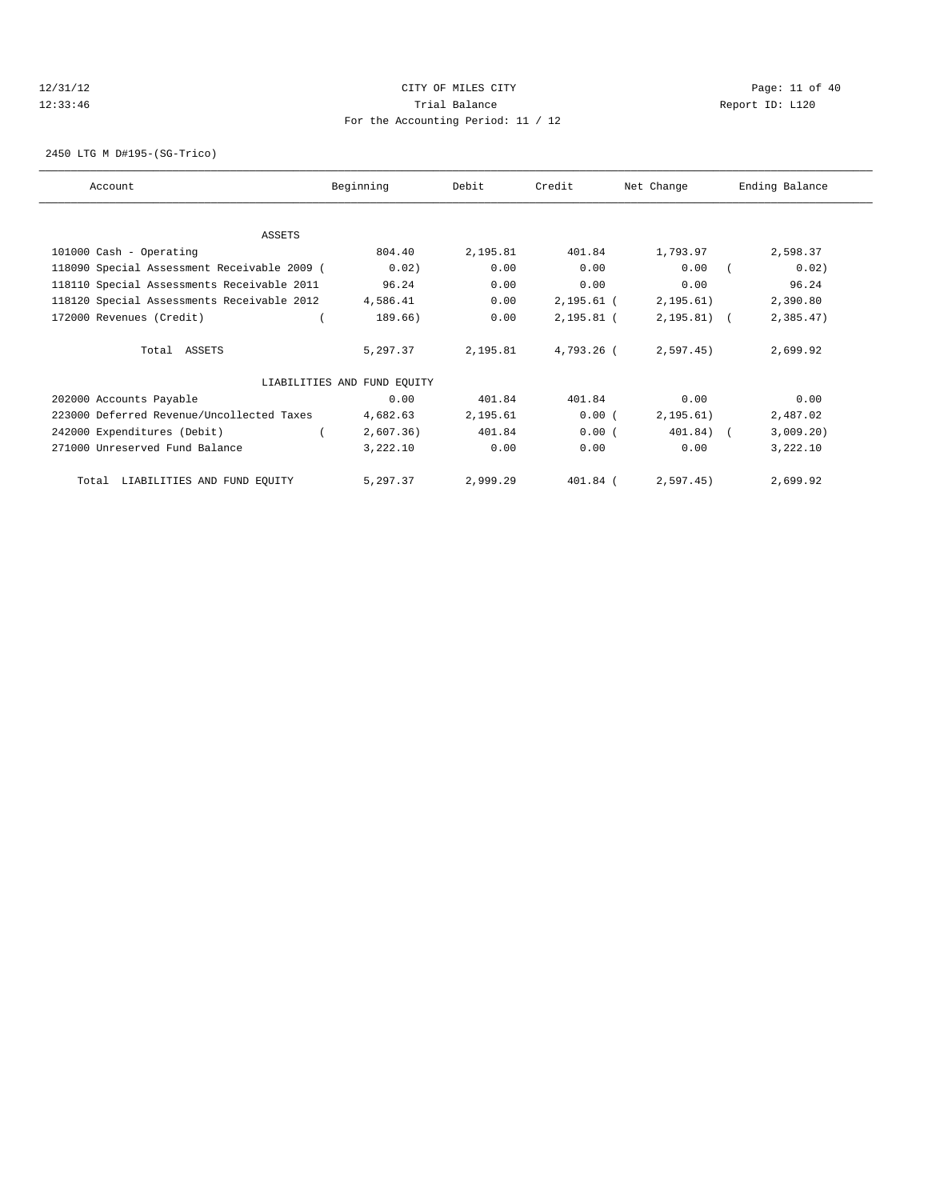12/31/12 CITY OF MILES CITY
12:33:46 Trial Balance Report ID: L120
For the Accounting Period: 11 / 12

2450 LTG M D#195-(SG-Trico)

| Account | Beginning | Debit | Credit | Net Change | Ending Balance |
|---|---|---|---|---|---|
| ASSETS | | | | | |
| 101000 Cash - Operating | 804.40 | 2,195.81 | 401.84 | 1,793.97 | 2,598.37 |
| 118090 Special Assessment Receivable 2009 ( | 0.02) | 0.00 | 0.00 | 0.00 | ( 0.02) |
| 118110 Special Assessments Receivable 2011 | 96.24 | 0.00 | 0.00 | 0.00 | 96.24 |
| 118120 Special Assessments Receivable 2012 | 4,586.41 | 0.00 | 2,195.61 | ( 2,195.61) | 2,390.80 |
| 172000 Revenues (Credit) | ( 189.66) | 0.00 | 2,195.81 | ( 2,195.81) | ( 2,385.47) |
| Total ASSETS | 5,297.37 | 2,195.81 | 4,793.26 | ( 2,597.45) | 2,699.92 |
| LIABILITIES AND FUND EQUITY | | | | | |
| 202000 Accounts Payable | 0.00 | 401.84 | 401.84 | 0.00 | 0.00 |
| 223000 Deferred Revenue/Uncollected Taxes | 4,682.63 | 2,195.61 | 0.00 | ( 2,195.61) | 2,487.02 |
| 242000 Expenditures (Debit) | ( 2,607.36) | 401.84 | 0.00 | ( 401.84) | ( 3,009.20) |
| 271000 Unreserved Fund Balance | 3,222.10 | 0.00 | 0.00 | 0.00 | 3,222.10 |
| Total LIABILITIES AND FUND EQUITY | 5,297.37 | 2,999.29 | 401.84 | ( 2,597.45) | 2,699.92 |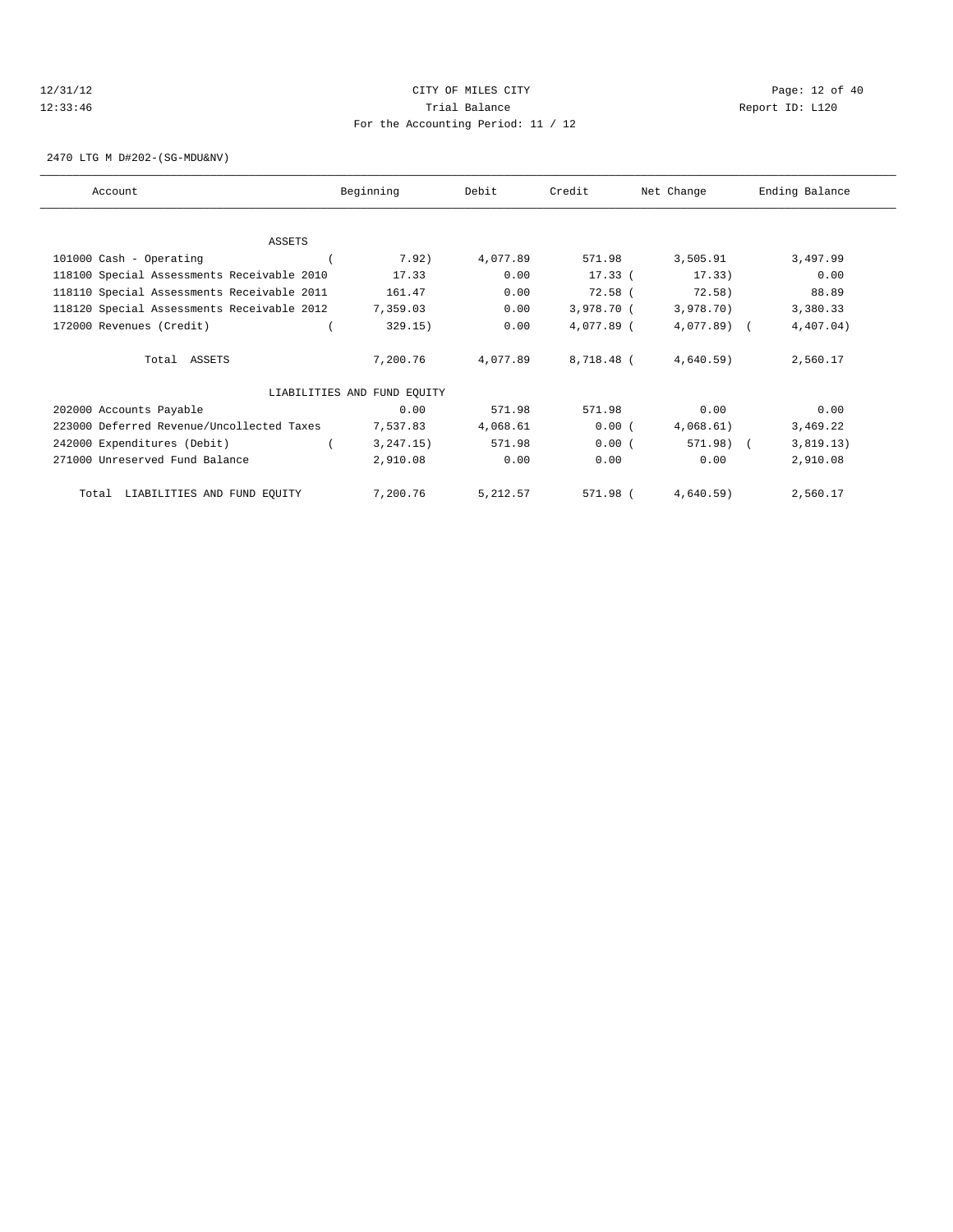CITY OF MILES CITY

Trial Balance

For the Accounting Period: 11 / 12

12/31/12 12:33:46 Report ID: L120

2470 LTG M D#202-(SG-MDU&NV)

| Account | Beginning | Debit | Credit | Net Change | Ending Balance |
|---|---|---|---|---|---|
| ASSETS | | | | | |
| 101000 Cash - Operating | ( 7.92) | 4,077.89 | 571.98 | 3,505.91 | 3,497.99 |
| 118100 Special Assessments Receivable 2010 | 17.33 | 0.00 | 17.33 | ( 17.33) | 0.00 |
| 118110 Special Assessments Receivable 2011 | 161.47 | 0.00 | 72.58 | ( 72.58) | 88.89 |
| 118120 Special Assessments Receivable 2012 | 7,359.03 | 0.00 | 3,978.70 | ( 3,978.70) | 3,380.33 |
| 172000 Revenues (Credit) | ( 329.15) | 0.00 | 4,077.89 | ( 4,077.89) | ( 4,407.04) |
| Total ASSETS | 7,200.76 | 4,077.89 | 8,718.48 | ( 4,640.59) | 2,560.17 |
| LIABILITIES AND FUND EQUITY | | | | | |
| 202000 Accounts Payable | 0.00 | 571.98 | 571.98 | 0.00 | 0.00 |
| 223000 Deferred Revenue/Uncollected Taxes | 7,537.83 | 4,068.61 | 0.00 | ( 4,068.61) | 3,469.22 |
| 242000 Expenditures (Debit) | ( 3,247.15) | 571.98 | 0.00 | ( 571.98) | ( 3,819.13) |
| 271000 Unreserved Fund Balance | 2,910.08 | 0.00 | 0.00 | 0.00 | 2,910.08 |
| Total LIABILITIES AND FUND EQUITY | 7,200.76 | 5,212.57 | 571.98 | ( 4,640.59) | 2,560.17 |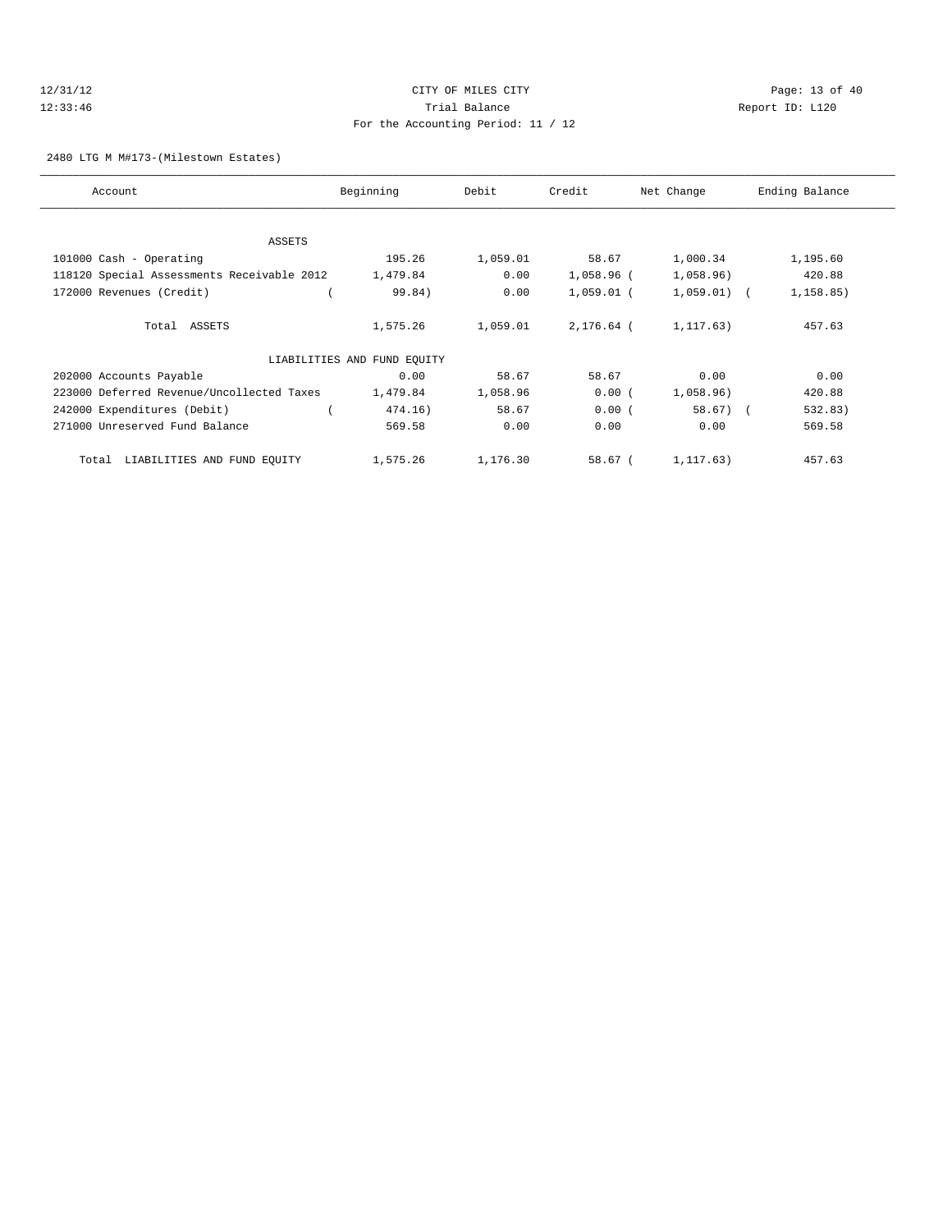CITY OF MILES CITY

Trial Balance

For the Accounting Period: 11 / 12

12/31/12 12:33:46 Report ID: L120

2480 LTG M M#173-(Milestown Estates)

| Account | Beginning | Debit | Credit | Net Change | Ending Balance |
|---|---|---|---|---|---|
| ASSETS | | | | | |
| 101000 Cash - Operating | 195.26 | 1,059.01 | 58.67 | 1,000.34 | 1,195.60 |
| 118120 Special Assessments Receivable 2012 | 1,479.84 | 0.00 | 1,058.96 | ( 1,058.96) | 420.88 |
| 172000 Revenues (Credit) | ( 99.84) | 0.00 | 1,059.01 | ( 1,059.01) | ( 1,158.85) |
| Total ASSETS | 1,575.26 | 1,059.01 | 2,176.64 | ( 1,117.63) | 457.63 |
| LIABILITIES AND FUND EQUITY | | | | | |
| 202000 Accounts Payable | 0.00 | 58.67 | 58.67 | 0.00 | 0.00 |
| 223000 Deferred Revenue/Uncollected Taxes | 1,479.84 | 1,058.96 | 0.00 | ( 1,058.96) | 420.88 |
| 242000 Expenditures (Debit) | ( 474.16) | 58.67 | 0.00 | ( 58.67) | ( 532.83) |
| 271000 Unreserved Fund Balance | 569.58 | 0.00 | 0.00 | 0.00 | 569.58 |
| Total LIABILITIES AND FUND EQUITY | 1,575.26 | 1,176.30 | 58.67 | ( 1,117.63) | 457.63 |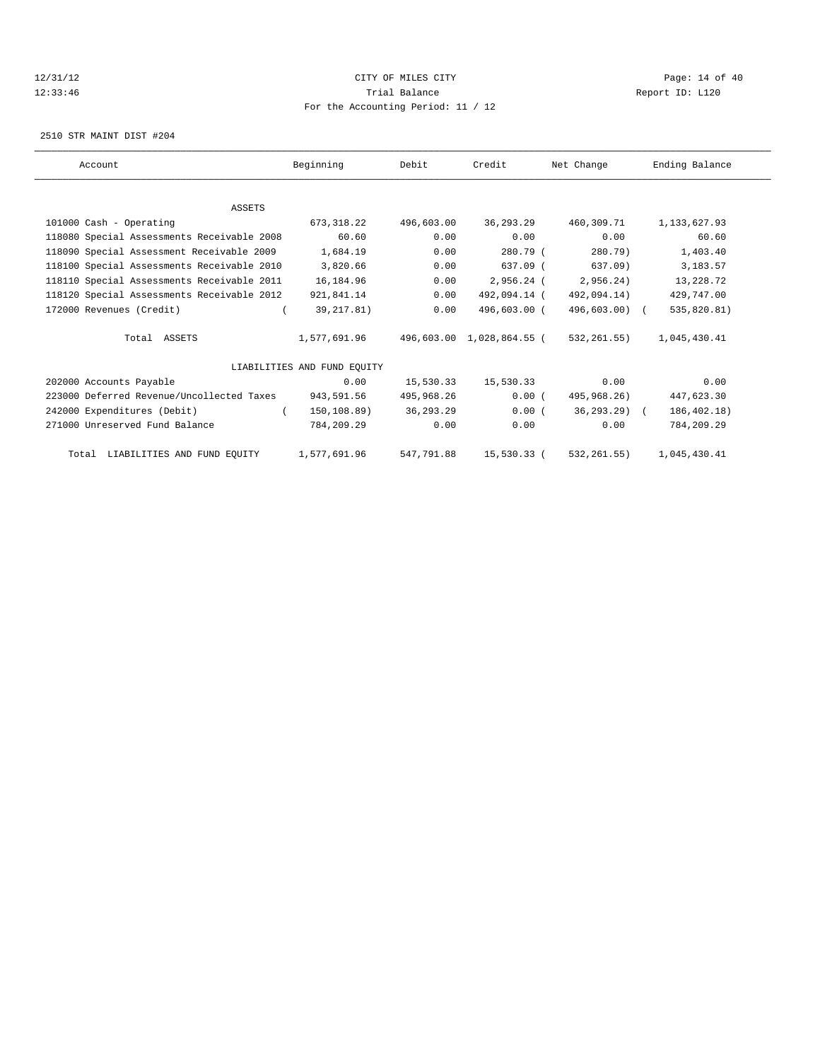CITY OF MILES CITY
Trial Balance
For the Accounting Period: 11 / 12

2510 STR MAINT DIST #204

| Account | Beginning | Debit | Credit | Net Change | Ending Balance |
|---|---|---|---|---|---|
| ASSETS | | | | | |
| 101000 Cash - Operating | 673,318.22 | 496,603.00 | 36,293.29 | 460,309.71 | 1,133,627.93 |
| 118080 Special Assessments Receivable 2008 | 60.60 | 0.00 | 0.00 | 0.00 | 60.60 |
| 118090 Special Assessment Receivable 2009 | 1,684.19 | 0.00 | 280.79 | ( 280.79) | 1,403.40 |
| 118100 Special Assessments Receivable 2010 | 3,820.66 | 0.00 | 637.09 | ( 637.09) | 3,183.57 |
| 118110 Special Assessments Receivable 2011 | 16,184.96 | 0.00 | 2,956.24 | ( 2,956.24) | 13,228.72 |
| 118120 Special Assessments Receivable 2012 | 921,841.14 | 0.00 | 492,094.14 | ( 492,094.14) | 429,747.00 |
| 172000 Revenues (Credit) | ( 39,217.81) | 0.00 | 496,603.00 | ( 496,603.00) | ( 535,820.81) |
| Total ASSETS | 1,577,691.96 | 496,603.00 | 1,028,864.55 | ( 532,261.55) | 1,045,430.41 |
| LIABILITIES AND FUND EQUITY | | | | | |
| 202000 Accounts Payable | 0.00 | 15,530.33 | 15,530.33 | 0.00 | 0.00 |
| 223000 Deferred Revenue/Uncollected Taxes | 943,591.56 | 495,968.26 | 0.00 | ( 495,968.26) | 447,623.30 |
| 242000 Expenditures (Debit) | ( 150,108.89) | 36,293.29 | 0.00 | ( 36,293.29) | ( 186,402.18) |
| 271000 Unreserved Fund Balance | 784,209.29 | 0.00 | 0.00 | 0.00 | 784,209.29 |
| Total LIABILITIES AND FUND EQUITY | 1,577,691.96 | 547,791.88 | 15,530.33 | ( 532,261.55) | 1,045,430.41 |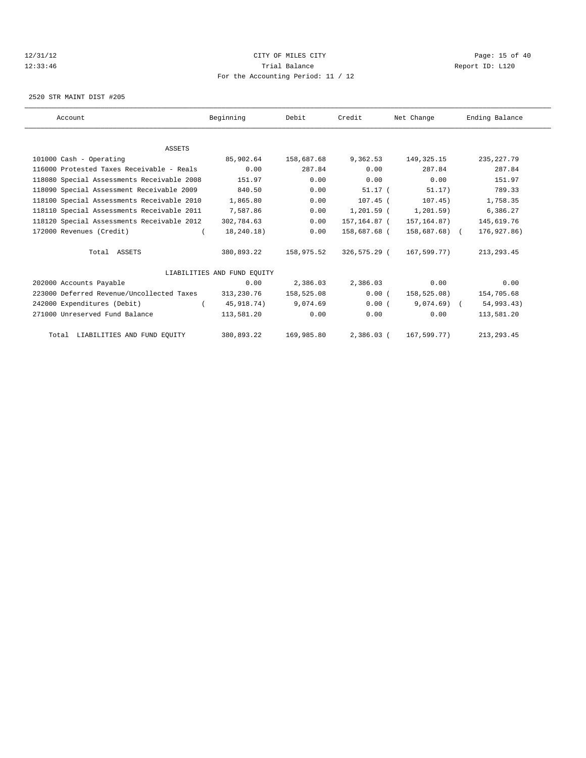CITY OF MILES CITY

Trial Balance

For the Accounting Period: 11 / 12

12/31/12
12:33:46

Report ID: L120

2520 STR MAINT DIST #205

| Account | Beginning | Debit | Credit | Net Change | Ending Balance |
|---|---|---|---|---|---|
| ASSETS | | | | | |
| 101000 Cash - Operating | 85,902.64 | 158,687.68 | 9,362.53 | 149,325.15 | 235,227.79 |
| 116000 Protested Taxes Receivable - Reals | 0.00 | 287.84 | 0.00 | 287.84 | 287.84 |
| 118080 Special Assessments Receivable 2008 | 151.97 | 0.00 | 0.00 | 0.00 | 151.97 |
| 118090 Special Assessment Receivable 2009 | 840.50 | 0.00 | 51.17 | ( 51.17) | 789.33 |
| 118100 Special Assessments Receivable 2010 | 1,865.80 | 0.00 | 107.45 | ( 107.45) | 1,758.35 |
| 118110 Special Assessments Receivable 2011 | 7,587.86 | 0.00 | 1,201.59 | ( 1,201.59) | 6,386.27 |
| 118120 Special Assessments Receivable 2012 | 302,784.63 | 0.00 | 157,164.87 | ( 157,164.87) | 145,619.76 |
| 172000 Revenues (Credit) | ( 18,240.18) | 0.00 | 158,687.68 | ( 158,687.68) | ( 176,927.86) |
| Total ASSETS | 380,893.22 | 158,975.52 | 326,575.29 | ( 167,599.77) | 213,293.45 |
| LIABILITIES AND FUND EQUITY | | | | | |
| 202000 Accounts Payable | 0.00 | 2,386.03 | 2,386.03 | 0.00 | 0.00 |
| 223000 Deferred Revenue/Uncollected Taxes | 313,230.76 | 158,525.08 | 0.00 | ( 158,525.08) | 154,705.68 |
| 242000 Expenditures (Debit) | ( 45,918.74) | 9,074.69 | 0.00 | ( 9,074.69) | ( 54,993.43) |
| 271000 Unreserved Fund Balance | 113,581.20 | 0.00 | 0.00 | 0.00 | 113,581.20 |
| Total LIABILITIES AND FUND EQUITY | 380,893.22 | 169,985.80 | 2,386.03 | ( 167,599.77) | 213,293.45 |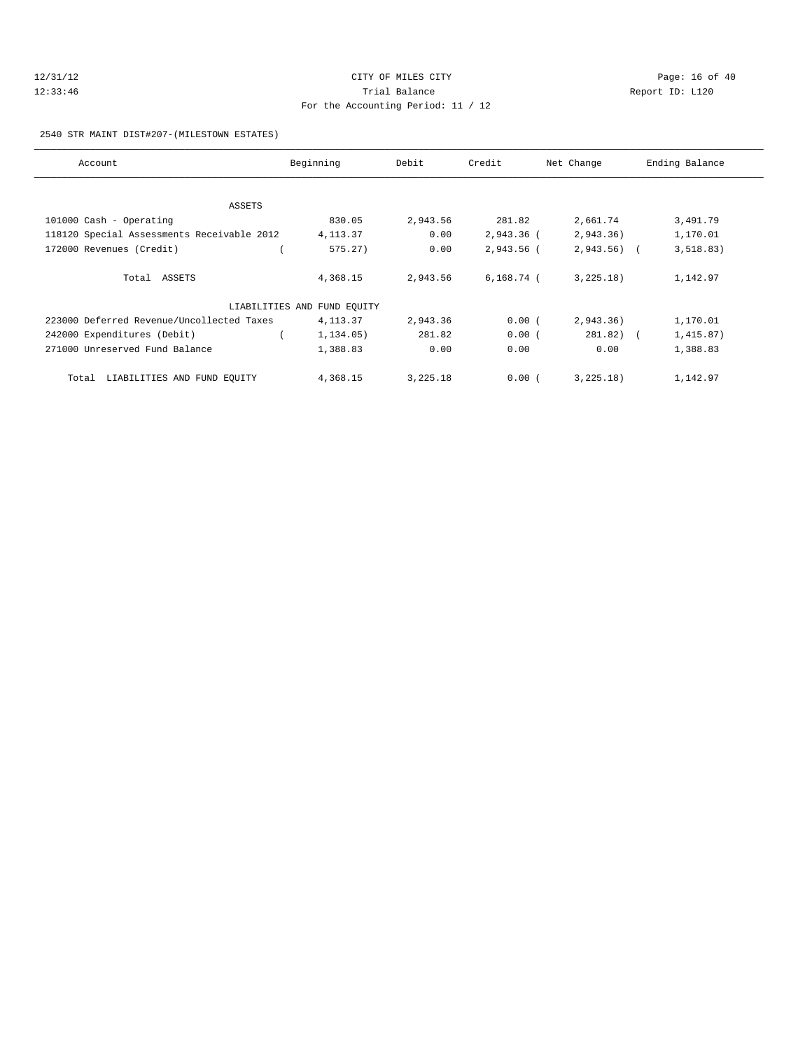CITY OF MILES CITY

Trial Balance

For the Accounting Period: 11 / 12

12/31/12
12:33:46

Report ID: L120

2540 STR MAINT DIST#207-(MILESTOWN ESTATES)

| Account | Beginning | Debit | Credit | Net Change | Ending Balance |
|---|---|---|---|---|---|
| ASSETS | | | | | |
| 101000 Cash - Operating | 830.05 | 2,943.56 | 281.82 | 2,661.74 | 3,491.79 |
| 118120 Special Assessments Receivable 2012 | 4,113.37 | 0.00 | 2,943.36 | ( 2,943.36) | 1,170.01 |
| 172000 Revenues (Credit) | ( 575.27) | 0.00 | 2,943.56 | ( 2,943.56) | ( 3,518.83) |
| Total ASSETS | 4,368.15 | 2,943.56 | 6,168.74 | ( 3,225.18) | 1,142.97 |
| LIABILITIES AND FUND EQUITY | | | | | |
| 223000 Deferred Revenue/Uncollected Taxes | 4,113.37 | 2,943.36 | 0.00 | ( 2,943.36) | 1,170.01 |
| 242000 Expenditures (Debit) | ( 1,134.05) | 281.82 | 0.00 | ( 281.82) | ( 1,415.87) |
| 271000 Unreserved Fund Balance | 1,388.83 | 0.00 | 0.00 | 0.00 | 1,388.83 |
| Total LIABILITIES AND FUND EQUITY | 4,368.15 | 3,225.18 | 0.00 | ( 3,225.18) | 1,142.97 |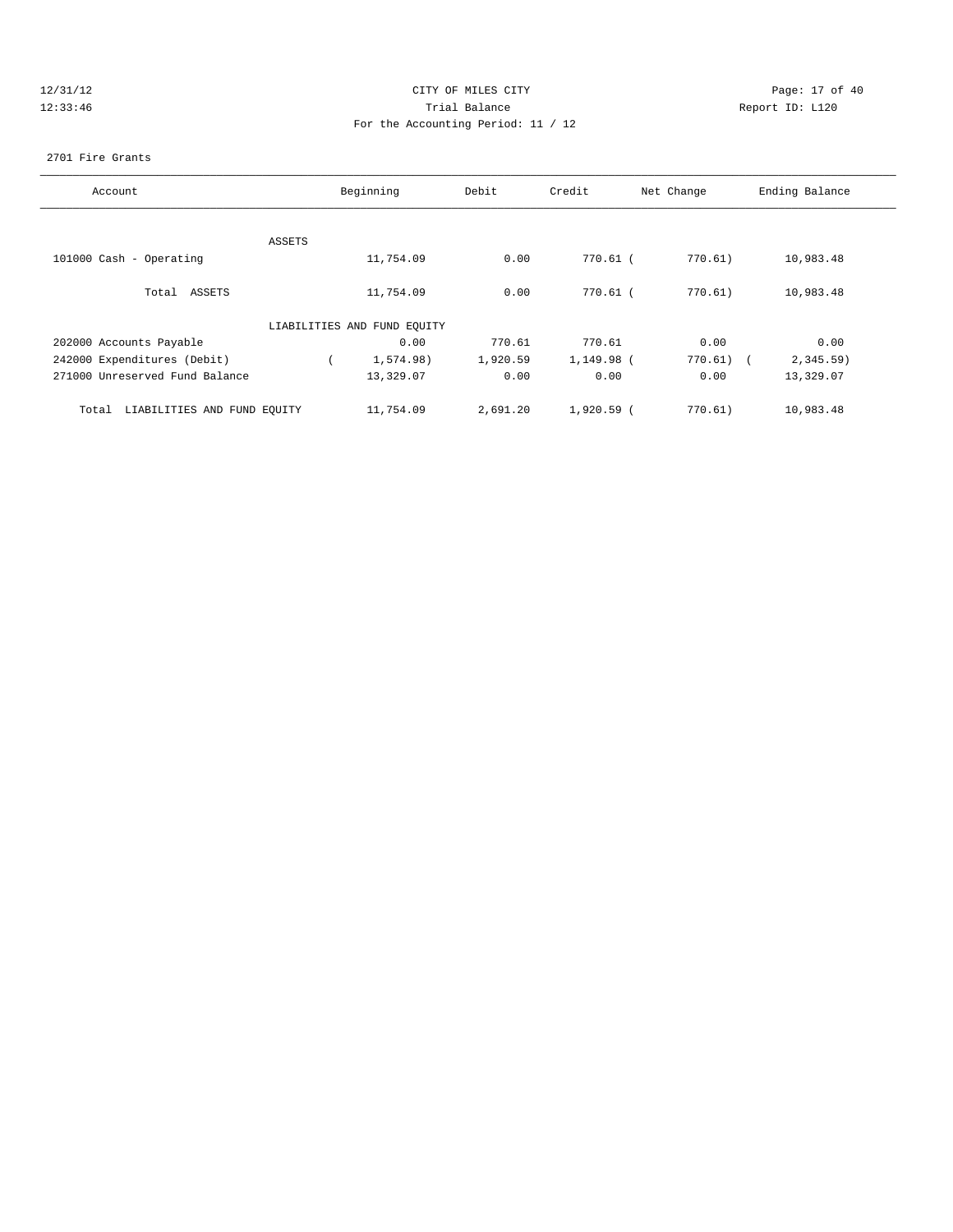CITY OF MILES CITY

Trial Balance

For the Accounting Period: 11 / 12

12/31/12 12:33:46 Report ID: L120

2701 Fire Grants

| Account | Beginning | Debit | Credit | Net Change | Ending Balance |
|---|---|---|---|---|---|
| ASSETS | | | | | |
| 101000 Cash - Operating | 11,754.09 | 0.00 | 770.61 | (770.61) | 10,983.48 |
| Total ASSETS | 11,754.09 | 0.00 | 770.61 | (770.61) | 10,983.48 |
| LIABILITIES AND FUND EQUITY | | | | | |
| 202000 Accounts Payable | 0.00 | 770.61 | 770.61 | 0.00 | 0.00 |
| 242000 Expenditures (Debit) | (1,574.98) | 1,920.59 | 1,149.98 | (770.61) | (2,345.59) |
| 271000 Unreserved Fund Balance | 13,329.07 | 0.00 | 0.00 | 0.00 | 13,329.07 |
| Total LIABILITIES AND FUND EQUITY | 11,754.09 | 2,691.20 | 1,920.59 | (770.61) | 10,983.48 |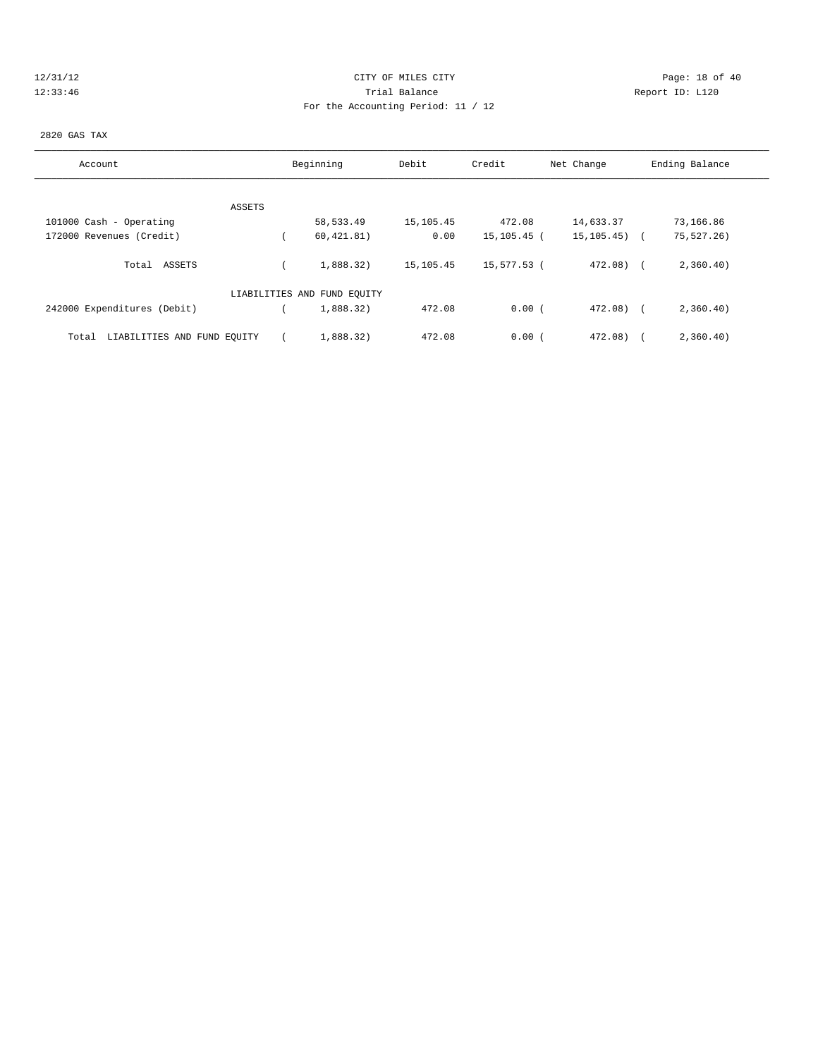CITY OF MILES CITY
Trial Balance
For the Accounting Period: 11 / 12

12/31/12
12:33:46

Report ID: L120

2820 GAS TAX

| Account | Beginning | Debit | Credit | Net Change | Ending Balance |
|---|---|---|---|---|---|
| ASSETS | | | | | |
| 101000 Cash - Operating | 58,533.49 | 15,105.45 | 472.08 | 14,633.37 | 73,166.86 |
| 172000 Revenues (Credit) | ( 60,421.81) | 0.00 | 15,105.45 | ( 15,105.45) | ( 75,527.26) |
| Total ASSETS | ( 1,888.32) | 15,105.45 | 15,577.53 | ( 472.08) | ( 2,360.40) |
| LIABILITIES AND FUND EQUITY | | | | | |
| 242000 Expenditures (Debit) | ( 1,888.32) | 472.08 | 0.00 | ( 472.08) | ( 2,360.40) |
| Total LIABILITIES AND FUND EQUITY | ( 1,888.32) | 472.08 | 0.00 | ( 472.08) | ( 2,360.40) |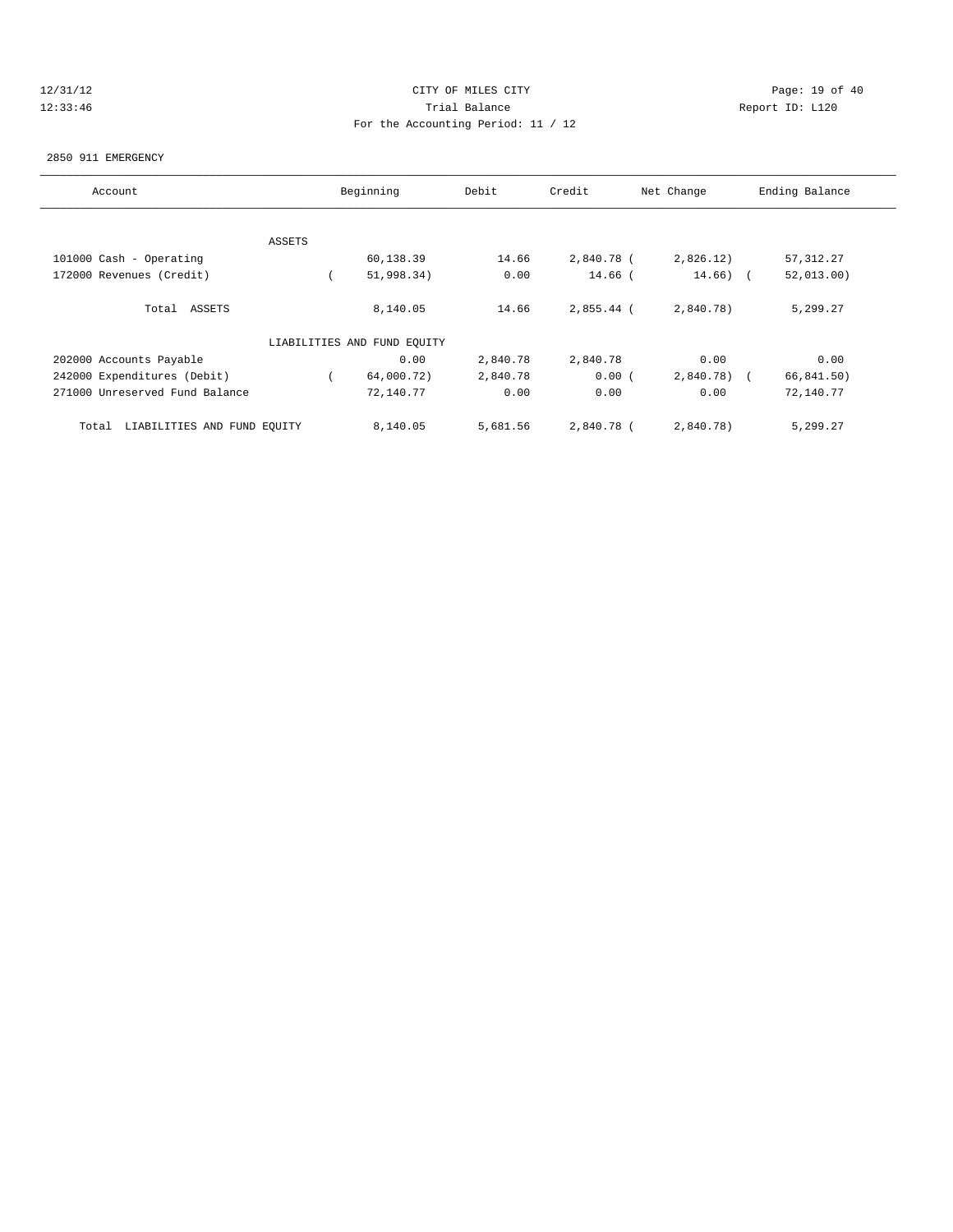CITY OF MILES CITY

Trial Balance

For the Accounting Period: 11 / 12

12/31/12 12:33:46 Report ID: L120

2850 911 EMERGENCY

| Account | Beginning | Debit | Credit | Net Change | Ending Balance |
|---|---|---|---|---|---|
| ASSETS | | | | | |
| 101000 Cash - Operating | 60,138.39 | 14.66 | 2,840.78 | (2,826.12) | 57,312.27 |
| 172000 Revenues (Credit) | (51,998.34) | 0.00 | 14.66 | (14.66) | (52,013.00) |
| Total ASSETS | 8,140.05 | 14.66 | 2,855.44 | (2,840.78) | 5,299.27 |
| LIABILITIES AND FUND EQUITY | | | | | |
| 202000 Accounts Payable | 0.00 | 2,840.78 | 2,840.78 | 0.00 | 0.00 |
| 242000 Expenditures (Debit) | (64,000.72) | 2,840.78 | 0.00 | (2,840.78) | (66,841.50) |
| 271000 Unreserved Fund Balance | 72,140.77 | 0.00 | 0.00 | 0.00 | 72,140.77 |
| Total LIABILITIES AND FUND EQUITY | 8,140.05 | 5,681.56 | 2,840.78 | (2,840.78) | 5,299.27 |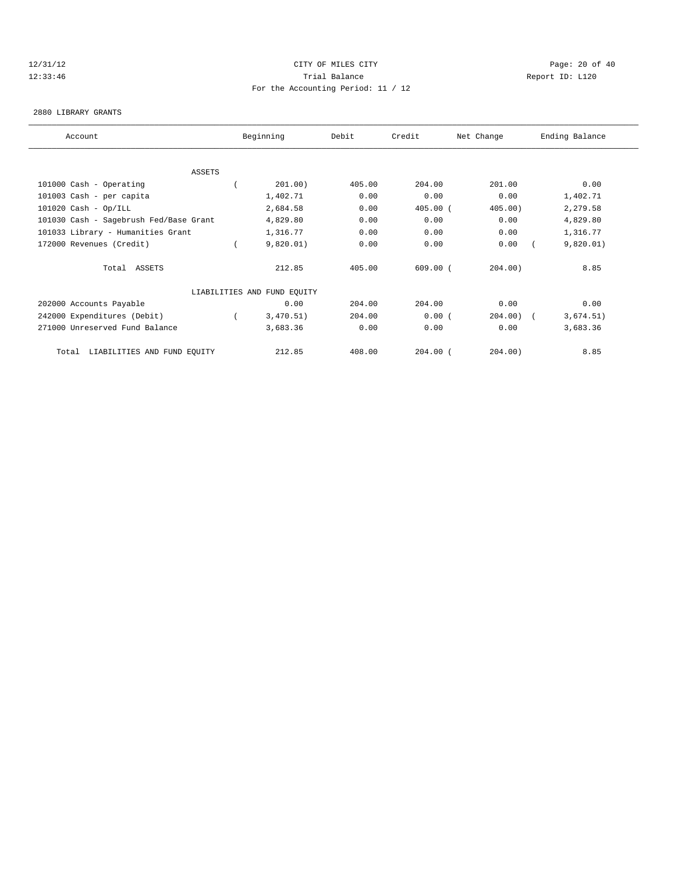12/31/12 CITY OF MILES CITY

12:33:46 Trial Balance Report ID: L120

For the Accounting Period: 11 / 12

2880 LIBRARY GRANTS

| Account | Beginning | Debit | Credit | Net Change | Ending Balance |
|---|---|---|---|---|---|
| ASSETS | | | | | |
| 101000 Cash - Operating | ( 201.00) | 405.00 | 204.00 | 201.00 | 0.00 |
| 101003 Cash - per capita | 1,402.71 | 0.00 | 0.00 | 0.00 | 1,402.71 |
| 101020 Cash - Op/ILL | 2,684.58 | 0.00 | 405.00 | ( 405.00) | 2,279.58 |
| 101030 Cash - Sagebrush Fed/Base Grant | 4,829.80 | 0.00 | 0.00 | 0.00 | 4,829.80 |
| 101033 Library - Humanities Grant | 1,316.77 | 0.00 | 0.00 | 0.00 | 1,316.77 |
| 172000 Revenues (Credit) | ( 9,820.01) | 0.00 | 0.00 | 0.00 | ( 9,820.01) |
| Total ASSETS | 212.85 | 405.00 | 609.00 | ( 204.00) | 8.85 |
| LIABILITIES AND FUND EQUITY | | | | | |
| 202000 Accounts Payable | 0.00 | 204.00 | 204.00 | 0.00 | 0.00 |
| 242000 Expenditures (Debit) | ( 3,470.51) | 204.00 | 0.00 | ( 204.00) | ( 3,674.51) |
| 271000 Unreserved Fund Balance | 3,683.36 | 0.00 | 0.00 | 0.00 | 3,683.36 |
| Total LIABILITIES AND FUND EQUITY | 212.85 | 408.00 | 204.00 | ( 204.00) | 8.85 |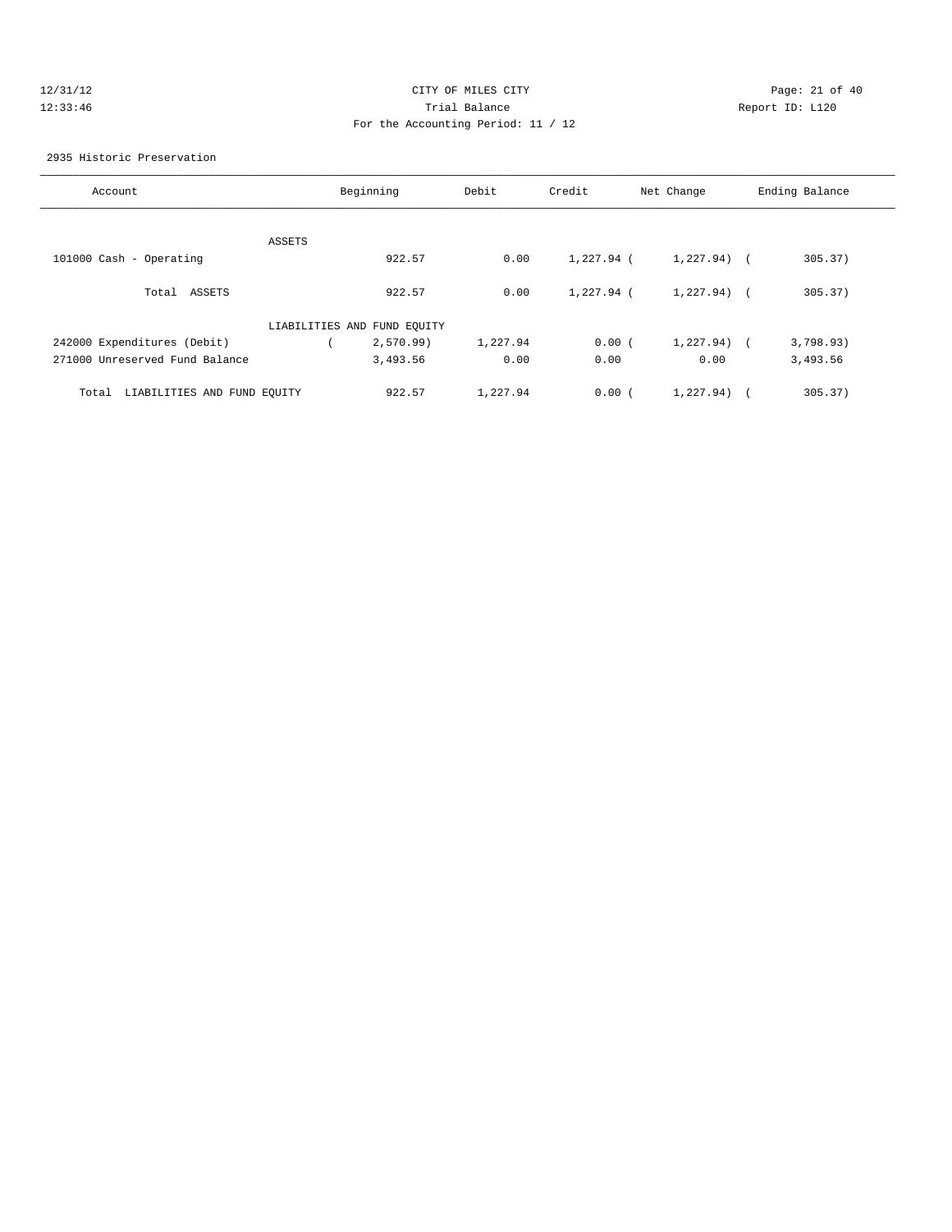CITY OF MILES CITY

Trial Balance

For the Accounting Period: 11 / 12

12/31/12
12:33:46

Report ID: L120

2935 Historic Preservation

| Account | Beginning | Debit | Credit | Net Change | Ending Balance |
|---|---|---|---|---|---|
| ASSETS | | | | | |
| 101000 Cash - Operating | 922.57 | 0.00 | 1,227.94 | ( 1,227.94) | ( 305.37) |
| Total ASSETS | 922.57 | 0.00 | 1,227.94 | ( 1,227.94) | ( 305.37) |
| LIABILITIES AND FUND EQUITY | | | | | |
| 242000 Expenditures (Debit) | ( 2,570.99) | 1,227.94 | 0.00 | ( 1,227.94) | ( 3,798.93) |
| 271000 Unreserved Fund Balance | 3,493.56 | 0.00 | 0.00 | 0.00 | 3,493.56 |
| Total LIABILITIES AND FUND EQUITY | 922.57 | 1,227.94 | 0.00 | ( 1,227.94) | ( 305.37) |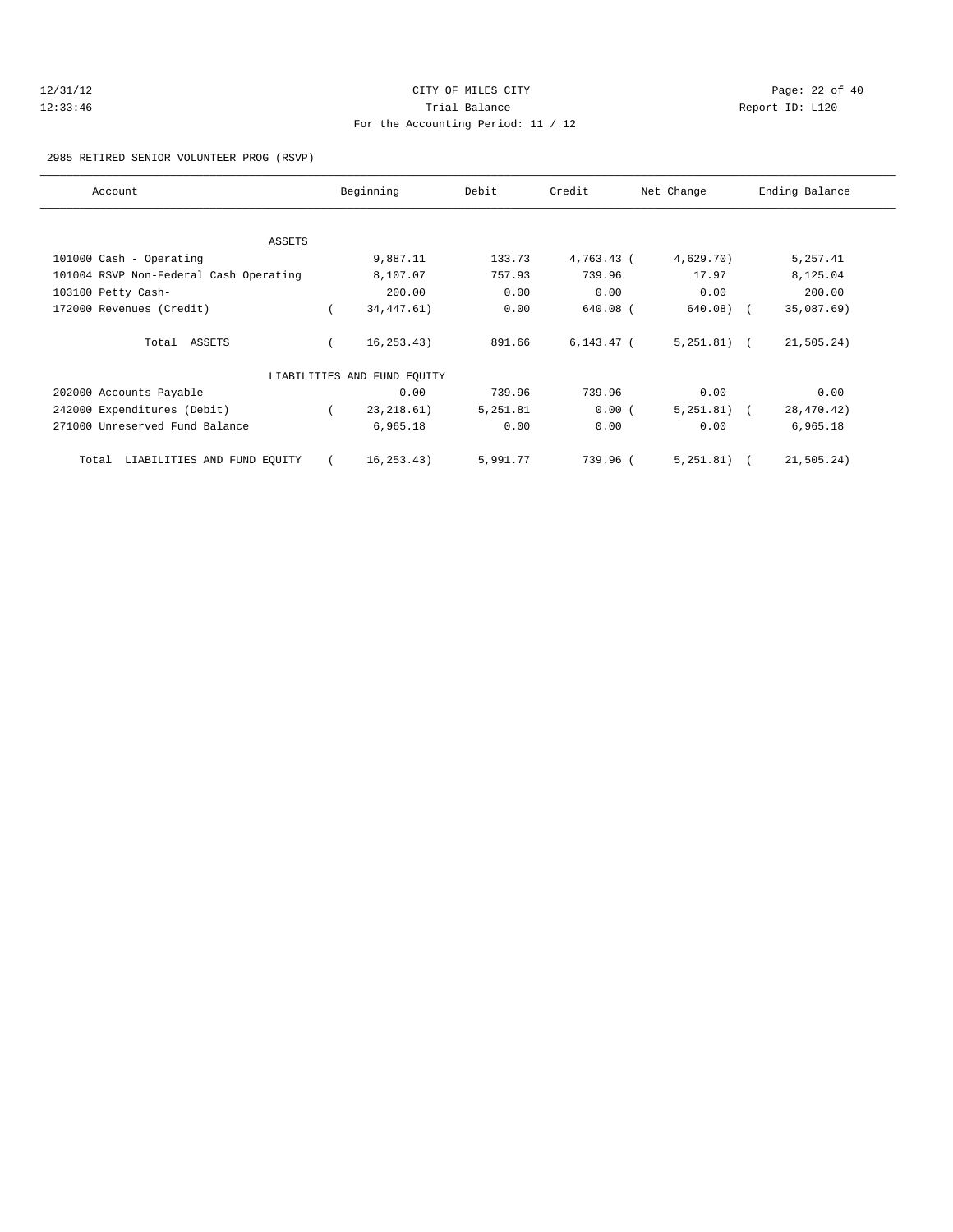CITY OF MILES CITY

Trial Balance

For the Accounting Period: 11 / 12

12/31/12 12:33:46 Report ID: L120

2985 RETIRED SENIOR VOLUNTEER PROG (RSVP)

| Account | Beginning | Debit | Credit | Net Change | Ending Balance |
|---|---|---|---|---|---|
| ASSETS | | | | | |
| 101000 Cash - Operating | 9,887.11 | 133.73 | 4,763.43 | (4,629.70) | 5,257.41 |
| 101004 RSVP Non-Federal Cash Operating | 8,107.07 | 757.93 | 739.96 | 17.97 | 8,125.04 |
| 103100 Petty Cash- | 200.00 | 0.00 | 0.00 | 0.00 | 200.00 |
| 172000 Revenues (Credit) | (34,447.61) | 0.00 | 640.08 | (640.08) | (35,087.69) |
| Total ASSETS | (16,253.43) | 891.66 | 6,143.47 | (5,251.81) | (21,505.24) |
| LIABILITIES AND FUND EQUITY | | | | | |
| 202000 Accounts Payable | 0.00 | 739.96 | 739.96 | 0.00 | 0.00 |
| 242000 Expenditures (Debit) | (23,218.61) | 5,251.81 | 0.00 | (5,251.81) | (28,470.42) |
| 271000 Unreserved Fund Balance | 6,965.18 | 0.00 | 0.00 | 0.00 | 6,965.18 |
| Total LIABILITIES AND FUND EQUITY | (16,253.43) | 5,991.77 | 739.96 | (5,251.81) | (21,505.24) |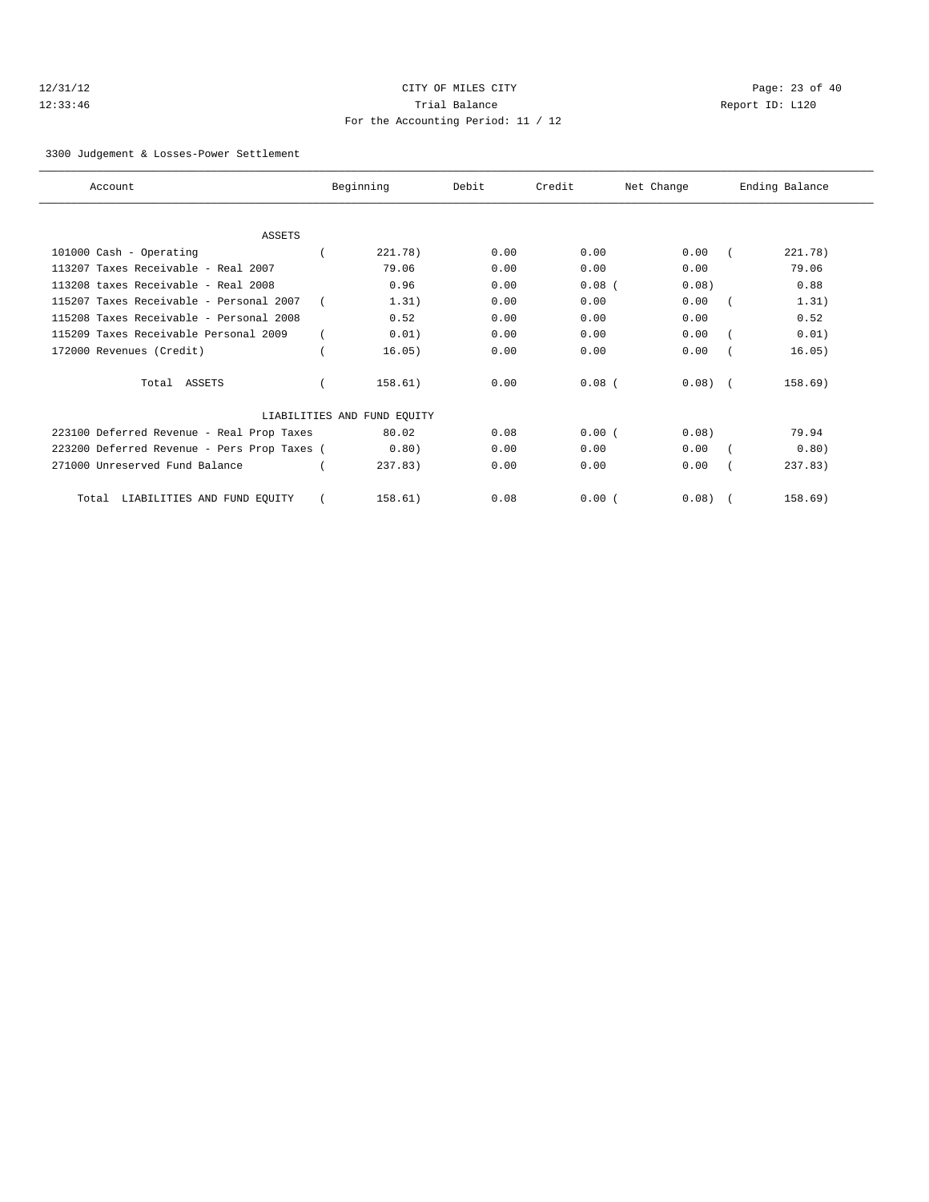CITY OF MILES CITY
Trial Balance
For the Accounting Period: 11 / 12

12/31/12
12:33:46

Report ID: L120

3300 Judgement & Losses-Power Settlement

| Account | Beginning | Debit | Credit | Net Change | Ending Balance |
|---|---|---|---|---|---|
| ASSETS | | | | | |
| 101000 Cash - Operating | ( 221.78) | 0.00 | 0.00 | 0.00 | ( 221.78) |
| 113207 Taxes Receivable - Real 2007 | 79.06 | 0.00 | 0.00 | 0.00 | 79.06 |
| 113208 taxes Receivable - Real 2008 | 0.96 | 0.00 | 0.08 | ( 0.08) | 0.88 |
| 115207 Taxes Receivable - Personal 2007 | ( 1.31) | 0.00 | 0.00 | 0.00 | ( 1.31) |
| 115208 Taxes Receivable - Personal 2008 | 0.52 | 0.00 | 0.00 | 0.00 | 0.52 |
| 115209 Taxes Receivable Personal 2009 | ( 0.01) | 0.00 | 0.00 | 0.00 | ( 0.01) |
| 172000 Revenues (Credit) | ( 16.05) | 0.00 | 0.00 | 0.00 | ( 16.05) |
| Total ASSETS | ( 158.61) | 0.00 | 0.08 | ( 0.08) | ( 158.69) |
| LIABILITIES AND FUND EQUITY | | | | | |
| 223100 Deferred Revenue - Real Prop Taxes | 80.02 | 0.08 | 0.00 | ( 0.08) | 79.94 |
| 223200 Deferred Revenue - Pers Prop Taxes | ( 0.80) | 0.00 | 0.00 | 0.00 | ( 0.80) |
| 271000 Unreserved Fund Balance | ( 237.83) | 0.00 | 0.00 | 0.00 | ( 237.83) |
| Total LIABILITIES AND FUND EQUITY | ( 158.61) | 0.08 | 0.00 | ( 0.08) | ( 158.69) |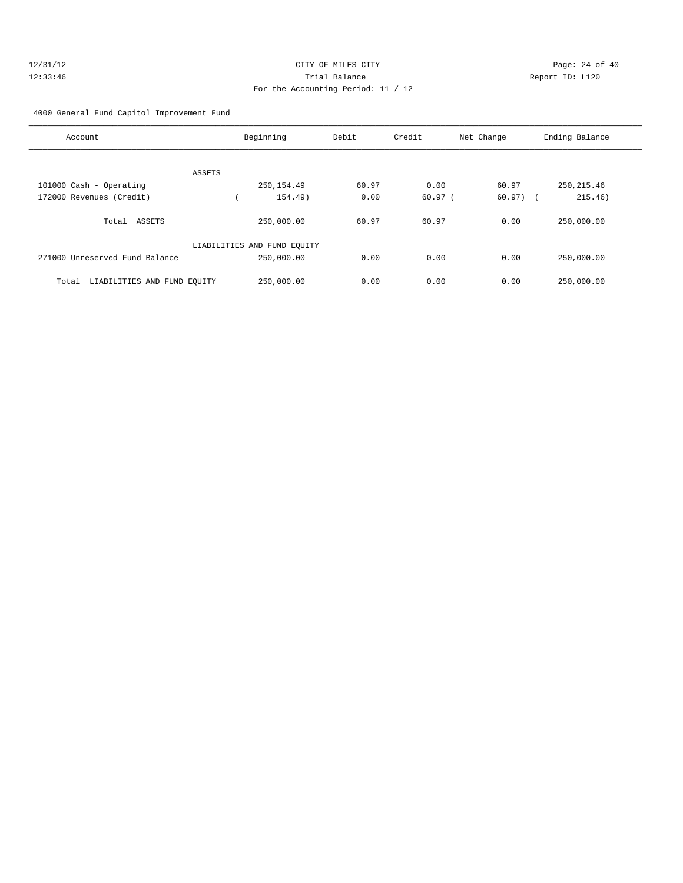CITY OF MILES CITY
Trial Balance
For the Accounting Period: 11 / 12

12/31/12
12:33:46

Report ID: L120

4000 General Fund Capitol Improvement Fund

| Account | Beginning | Debit | Credit | Net Change | Ending Balance |
|---|---|---|---|---|---|
| ASSETS | | | | | |
| 101000 Cash - Operating | 250,154.49 | 60.97 | 0.00 | 60.97 | 250,215.46 |
| 172000 Revenues (Credit) | ( 154.49) | 0.00 | 60.97 | ( 60.97) | ( 215.46) |
| Total ASSETS | 250,000.00 | 60.97 | 60.97 | 0.00 | 250,000.00 |
| LIABILITIES AND FUND EQUITY | | | | | |
| 271000 Unreserved Fund Balance | 250,000.00 | 0.00 | 0.00 | 0.00 | 250,000.00 |
| Total LIABILITIES AND FUND EQUITY | 250,000.00 | 0.00 | 0.00 | 0.00 | 250,000.00 |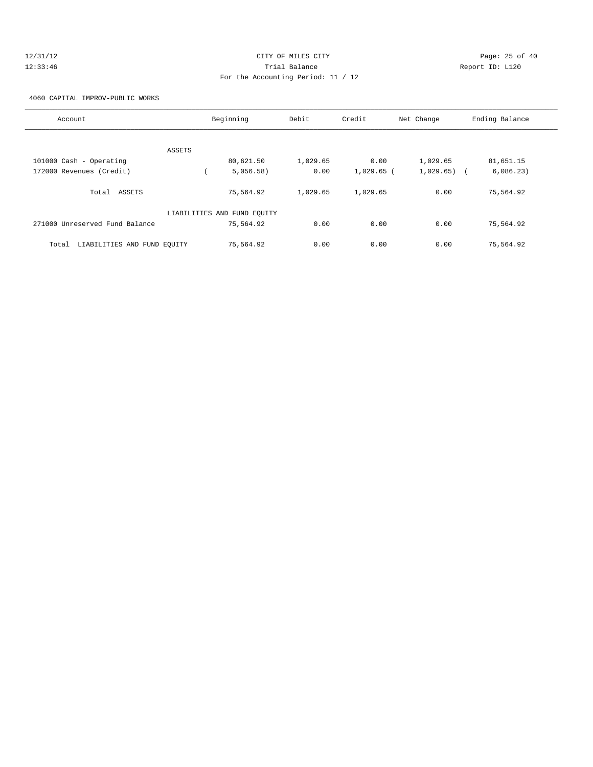CITY OF MILES CITY
Trial Balance
For the Accounting Period: 11 / 12

12/31/12
12:33:46

Report ID: L120

4060 CAPITAL IMPROV-PUBLIC WORKS

| Account | Beginning | Debit | Credit | Net Change | Ending Balance |
|---|---|---|---|---|---|
| ASSETS | | | | | |
| 101000 Cash - Operating | 80,621.50 | 1,029.65 | 0.00 | 1,029.65 | 81,651.15 |
| 172000 Revenues (Credit) | ( 5,056.58) | 0.00 | 1,029.65 | ( 1,029.65) | ( 6,086.23) |
| Total ASSETS | 75,564.92 | 1,029.65 | 1,029.65 | 0.00 | 75,564.92 |
| LIABILITIES AND FUND EQUITY | | | | | |
| 271000 Unreserved Fund Balance | 75,564.92 | 0.00 | 0.00 | 0.00 | 75,564.92 |
| Total LIABILITIES AND FUND EQUITY | 75,564.92 | 0.00 | 0.00 | 0.00 | 75,564.92 |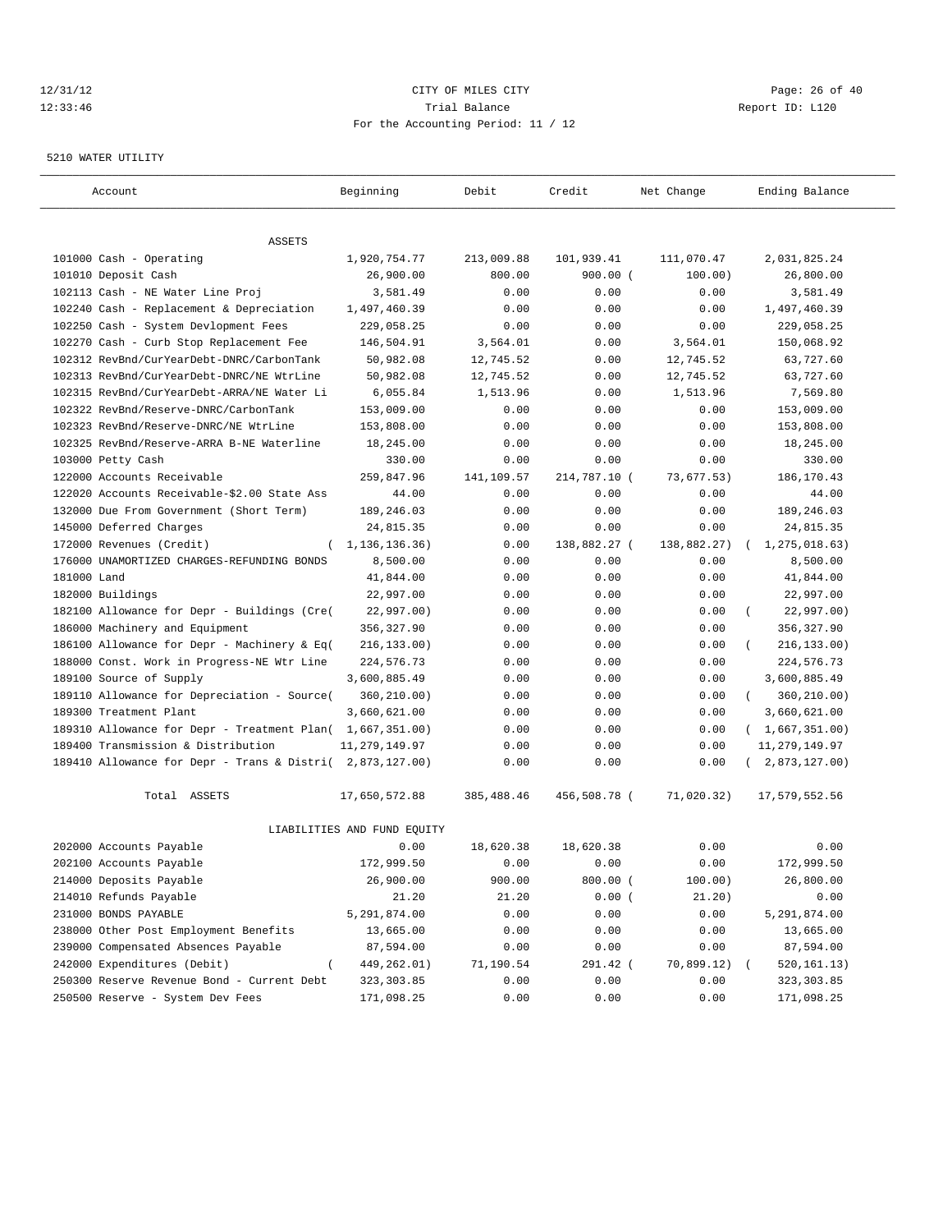12/31/12 CITY OF MILES CITY
12:33:46 Trial Balance Report ID: L120
For the Accounting Period: 11 / 12

5210 WATER UTILITY

| Account | Beginning | Debit | Credit | Net Change | Ending Balance |
|---|---|---|---|---|---|
| ASSETS | | | | | |
| 101000 Cash - Operating | 1,920,754.77 | 213,009.88 | 101,939.41 | 111,070.47 | 2,031,825.24 |
| 101010 Deposit Cash | 26,900.00 | 800.00 | 900.00 | (100.00) | 26,800.00 |
| 102113 Cash - NE Water Line Proj | 3,581.49 | 0.00 | 0.00 | 0.00 | 3,581.49 |
| 102240 Cash - Replacement & Depreciation | 1,497,460.39 | 0.00 | 0.00 | 0.00 | 1,497,460.39 |
| 102250 Cash - System Devlopment Fees | 229,058.25 | 0.00 | 0.00 | 0.00 | 229,058.25 |
| 102270 Cash - Curb Stop Replacement Fee | 146,504.91 | 3,564.01 | 0.00 | 3,564.01 | 150,068.92 |
| 102312 RevBnd/CurYearDebt-DNRC/CarbonTank | 50,982.08 | 12,745.52 | 0.00 | 12,745.52 | 63,727.60 |
| 102313 RevBnd/CurYearDebt-DNRC/NE WtrLine | 50,982.08 | 12,745.52 | 0.00 | 12,745.52 | 63,727.60 |
| 102315 RevBnd/CurYearDebt-ARRA/NE Water Li | 6,055.84 | 1,513.96 | 0.00 | 1,513.96 | 7,569.80 |
| 102322 RevBnd/Reserve-DNRC/CarbonTank | 153,009.00 | 0.00 | 0.00 | 0.00 | 153,009.00 |
| 102323 RevBnd/Reserve-DNRC/NE WtrLine | 153,808.00 | 0.00 | 0.00 | 0.00 | 153,808.00 |
| 102325 RevBnd/Reserve-ARRA B-NE Waterline | 18,245.00 | 0.00 | 0.00 | 0.00 | 18,245.00 |
| 103000 Petty Cash | 330.00 | 0.00 | 0.00 | 0.00 | 330.00 |
| 122000 Accounts Receivable | 259,847.96 | 141,109.57 | 214,787.10 | (73,677.53) | 186,170.43 |
| 122020 Accounts Receivable-$2.00 State Ass | 44.00 | 0.00 | 0.00 | 0.00 | 44.00 |
| 132000 Due From Government (Short Term) | 189,246.03 | 0.00 | 0.00 | 0.00 | 189,246.03 |
| 145000 Deferred Charges | 24,815.35 | 0.00 | 0.00 | 0.00 | 24,815.35 |
| 172000 Revenues (Credit) | (1,136,136.36) | 0.00 | 138,882.27 | (138,882.27) | (1,275,018.63) |
| 176000 UNAMORTIZED CHARGES-REFUNDING BONDS | 8,500.00 | 0.00 | 0.00 | 0.00 | 8,500.00 |
| 181000 Land | 41,844.00 | 0.00 | 0.00 | 0.00 | 41,844.00 |
| 182000 Buildings | 22,997.00 | 0.00 | 0.00 | 0.00 | 22,997.00 |
| 182100 Allowance for Depr - Buildings (Cre | (22,997.00) | 0.00 | 0.00 | 0.00 | (22,997.00) |
| 186000 Machinery and Equipment | 356,327.90 | 0.00 | 0.00 | 0.00 | 356,327.90 |
| 186100 Allowance for Depr - Machinery & Eq | (216,133.00) | 0.00 | 0.00 | 0.00 | (216,133.00) |
| 188000 Const. Work in Progress-NE Wtr Line | 224,576.73 | 0.00 | 0.00 | 0.00 | 224,576.73 |
| 189100 Source of Supply | 3,600,885.49 | 0.00 | 0.00 | 0.00 | 3,600,885.49 |
| 189110 Allowance for Depreciation - Source | (360,210.00) | 0.00 | 0.00 | 0.00 | (360,210.00) |
| 189300 Treatment Plant | 3,660,621.00 | 0.00 | 0.00 | 0.00 | 3,660,621.00 |
| 189310 Allowance for Depr - Treatment Plan | (1,667,351.00) | 0.00 | 0.00 | 0.00 | (1,667,351.00) |
| 189400 Transmission & Distribution | 11,279,149.97 | 0.00 | 0.00 | 0.00 | 11,279,149.97 |
| 189410 Allowance for Depr - Trans & Distri | (2,873,127.00) | 0.00 | 0.00 | 0.00 | (2,873,127.00) |
| Total ASSETS | 17,650,572.88 | 385,488.46 | 456,508.78 | (71,020.32) | 17,579,552.56 |
| LIABILITIES AND FUND EQUITY | | | | | |
| 202000 Accounts Payable | 0.00 | 18,620.38 | 18,620.38 | 0.00 | 0.00 |
| 202100 Accounts Payable | 172,999.50 | 0.00 | 0.00 | 0.00 | 172,999.50 |
| 214000 Deposits Payable | 26,900.00 | 900.00 | 800.00 | (100.00) | 26,800.00 |
| 214010 Refunds Payable | 21.20 | 21.20 | 0.00 | (21.20) | 0.00 |
| 231000 BONDS PAYABLE | 5,291,874.00 | 0.00 | 0.00 | 0.00 | 5,291,874.00 |
| 238000 Other Post Employment Benefits | 13,665.00 | 0.00 | 0.00 | 0.00 | 13,665.00 |
| 239000 Compensated Absences Payable | 87,594.00 | 0.00 | 0.00 | 0.00 | 87,594.00 |
| 242000 Expenditures (Debit) | (449,262.01) | 71,190.54 | 291.42 | (70,899.12) | (520,161.13) |
| 250300 Reserve Revenue Bond - Current Debt | 323,303.85 | 0.00 | 0.00 | 0.00 | 323,303.85 |
| 250500 Reserve - System Dev Fees | 171,098.25 | 0.00 | 0.00 | 0.00 | 171,098.25 |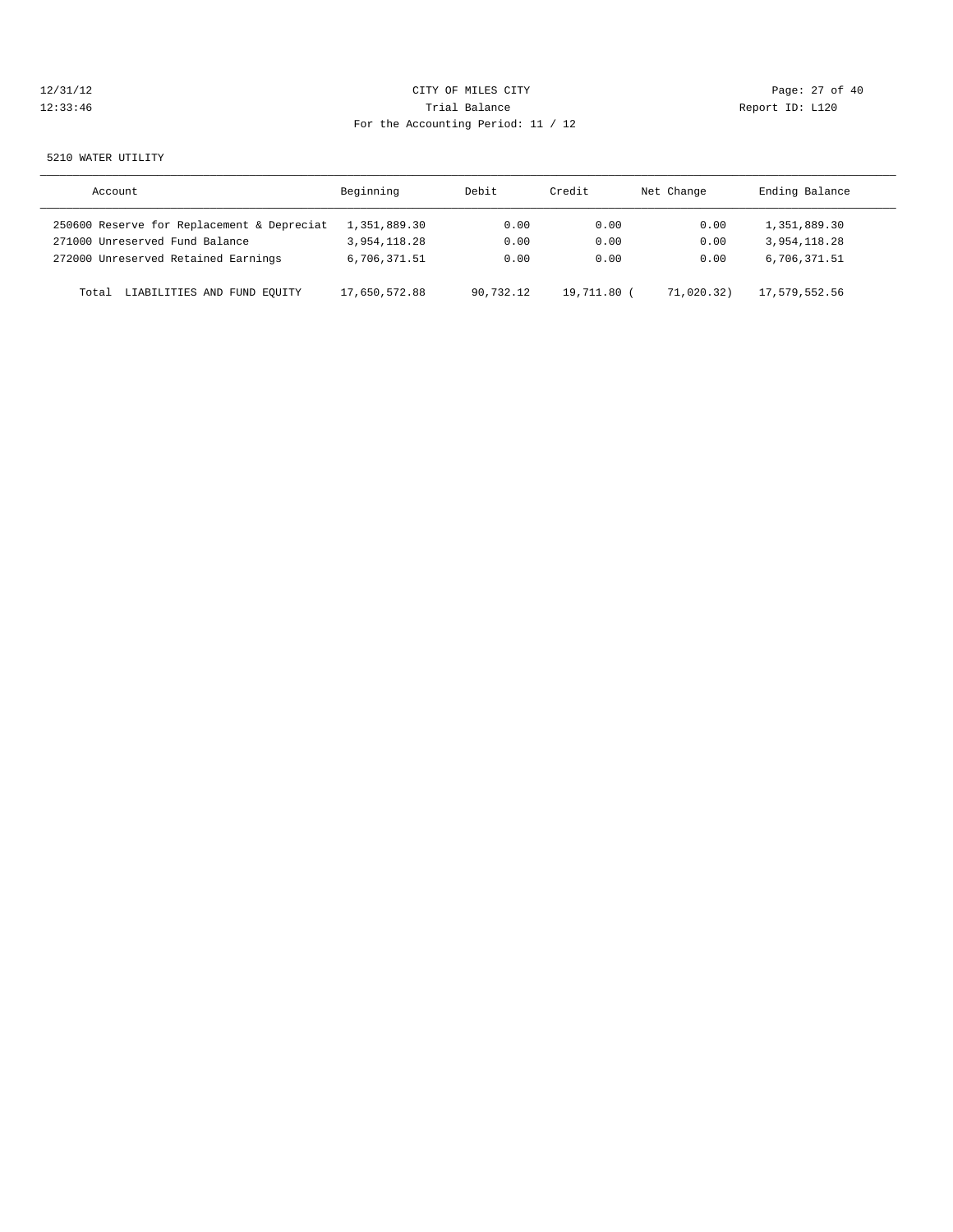5210 WATER UTILITY

| Account | Beginning | Debit | Credit | Net Change | Ending Balance |
|---|---|---|---|---|---|
| 250600 Reserve for Replacement & Depreciat | 1,351,889.30 | 0.00 | 0.00 | 0.00 | 1,351,889.30 |
| 271000 Unreserved Fund Balance | 3,954,118.28 | 0.00 | 0.00 | 0.00 | 3,954,118.28 |
| 272000 Unreserved Retained Earnings | 6,706,371.51 | 0.00 | 0.00 | 0.00 | 6,706,371.51 |
| Total LIABILITIES AND FUND EQUITY | 17,650,572.88 | 90,732.12 | 19,711.80 | ( 71,020.32) | 17,579,552.56 |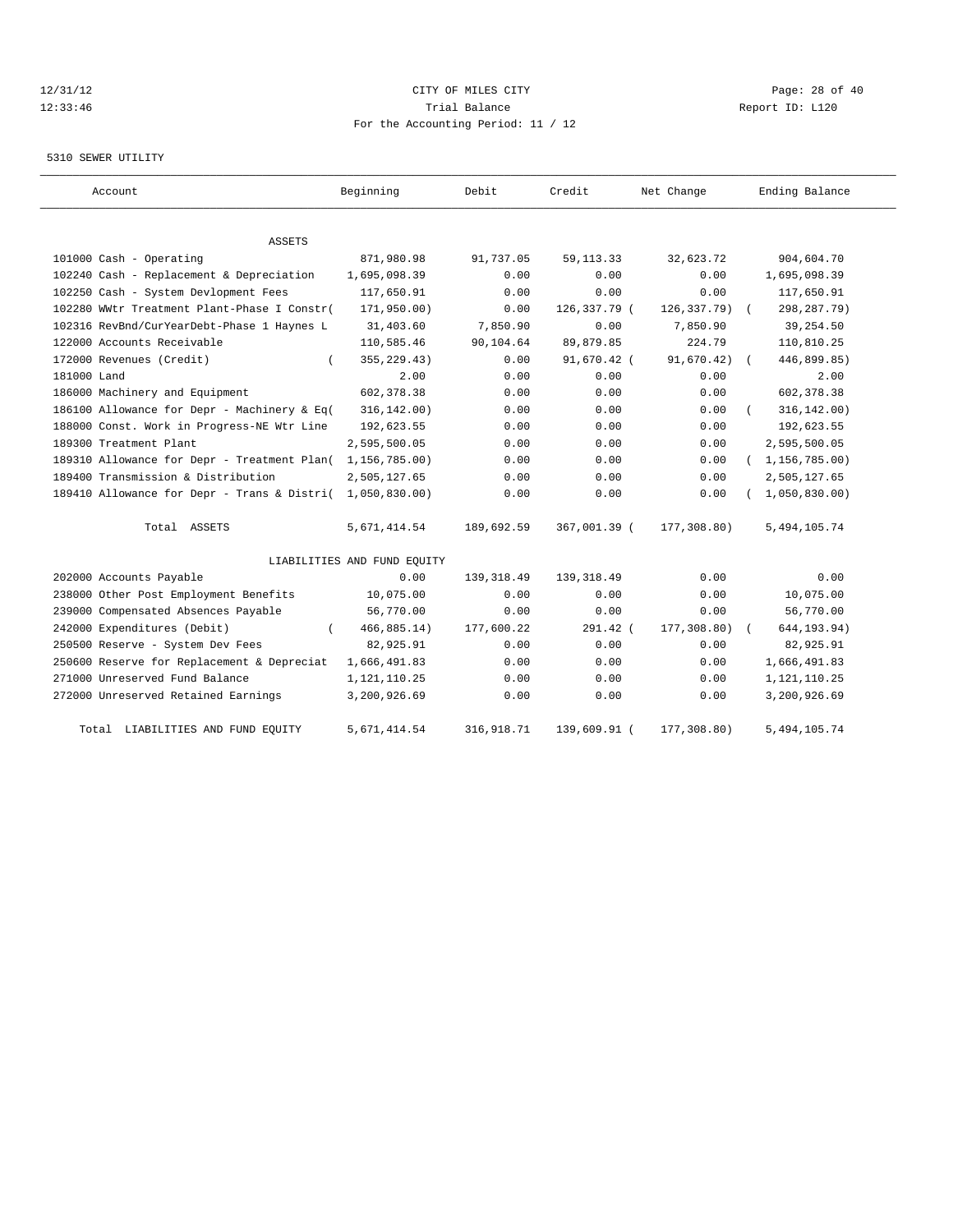12/31/12 CITY OF MILES CITY
12:33:46 Trial Balance Report ID: L120
For the Accounting Period: 11 / 12

5310 SEWER UTILITY

| Account | Beginning | Debit | Credit | Net Change | Ending Balance |
|---|---|---|---|---|---|
| ASSETS | | | | | |
| 101000 Cash - Operating | 871,980.98 | 91,737.05 | 59,113.33 | 32,623.72 | 904,604.70 |
| 102240 Cash - Replacement & Depreciation | 1,695,098.39 | 0.00 | 0.00 | 0.00 | 1,695,098.39 |
| 102250 Cash - System Devlopment Fees | 117,650.91 | 0.00 | 0.00 | 0.00 | 117,650.91 |
| 102280 WWtr Treatment Plant-Phase I Constr( | 171,950.00) | 0.00 | 126,337.79 ( | 126,337.79) ( | 298,287.79) |
| 102316 RevBnd/CurYearDebt-Phase 1 Haynes L | 31,403.60 | 7,850.90 | 0.00 | 7,850.90 | 39,254.50 |
| 122000 Accounts Receivable | 110,585.46 | 90,104.64 | 89,879.85 | 224.79 | 110,810.25 |
| 172000 Revenues (Credit) ( | 355,229.43) | 0.00 | 91,670.42 ( | 91,670.42) ( | 446,899.85) |
| 181000 Land | 2.00 | 0.00 | 0.00 | 0.00 | 2.00 |
| 186000 Machinery and Equipment | 602,378.38 | 0.00 | 0.00 | 0.00 | 602,378.38 |
| 186100 Allowance for Depr - Machinery & Eq( | 316,142.00) | 0.00 | 0.00 | 0.00 ( | 316,142.00) |
| 188000 Const. Work in Progress-NE Wtr Line | 192,623.55 | 0.00 | 0.00 | 0.00 | 192,623.55 |
| 189300 Treatment Plant | 2,595,500.05 | 0.00 | 0.00 | 0.00 | 2,595,500.05 |
| 189310 Allowance for Depr - Treatment Plan( | 1,156,785.00) | 0.00 | 0.00 | 0.00 ( | 1,156,785.00) |
| 189400 Transmission & Distribution | 2,505,127.65 | 0.00 | 0.00 | 0.00 | 2,505,127.65 |
| 189410 Allowance for Depr - Trans & Distri( | 1,050,830.00) | 0.00 | 0.00 | 0.00 ( | 1,050,830.00) |
| Total ASSETS | 5,671,414.54 | 189,692.59 | 367,001.39 ( | 177,308.80) | 5,494,105.74 |
| LIABILITIES AND FUND EQUITY | | | | | |
| 202000 Accounts Payable | 0.00 | 139,318.49 | 139,318.49 | 0.00 | 0.00 |
| 238000 Other Post Employment Benefits | 10,075.00 | 0.00 | 0.00 | 0.00 | 10,075.00 |
| 239000 Compensated Absences Payable | 56,770.00 | 0.00 | 0.00 | 0.00 | 56,770.00 |
| 242000 Expenditures (Debit) ( | 466,885.14) | 177,600.22 | 291.42 ( | 177,308.80) ( | 644,193.94) |
| 250500 Reserve - System Dev Fees | 82,925.91 | 0.00 | 0.00 | 0.00 | 82,925.91 |
| 250600 Reserve for Replacement & Depreciat | 1,666,491.83 | 0.00 | 0.00 | 0.00 | 1,666,491.83 |
| 271000 Unreserved Fund Balance | 1,121,110.25 | 0.00 | 0.00 | 0.00 | 1,121,110.25 |
| 272000 Unreserved Retained Earnings | 3,200,926.69 | 0.00 | 0.00 | 0.00 | 3,200,926.69 |
| Total LIABILITIES AND FUND EQUITY | 5,671,414.54 | 316,918.71 | 139,609.91 ( | 177,308.80) | 5,494,105.74 |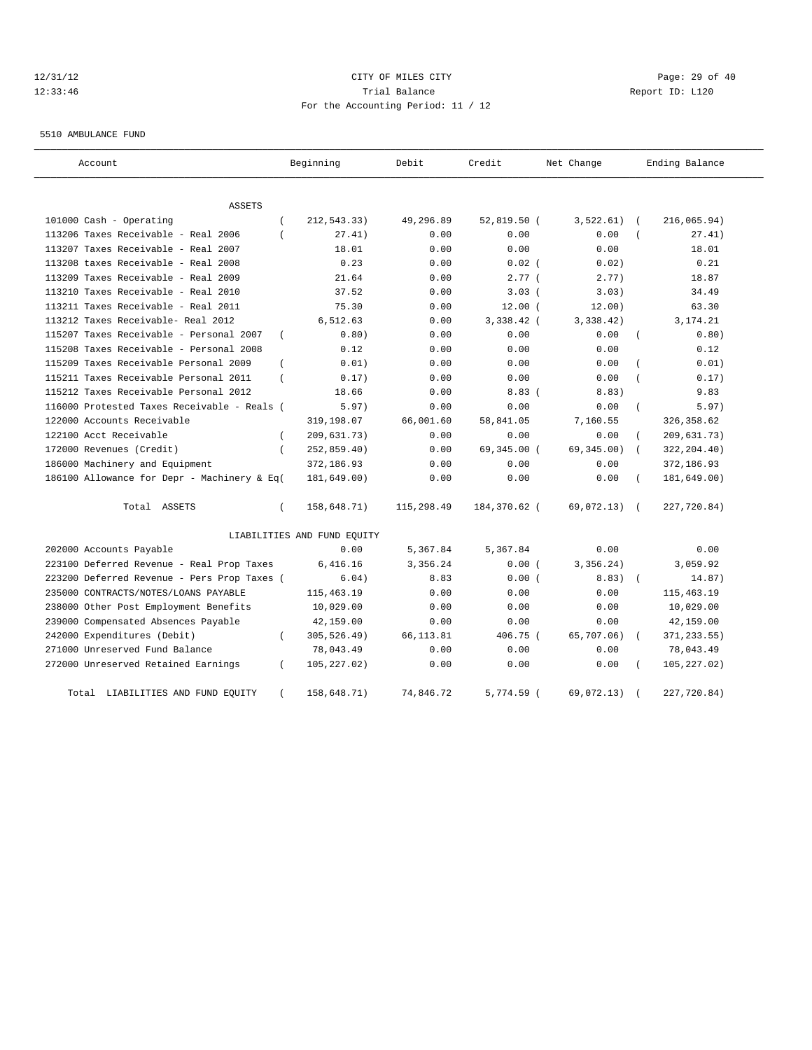CITY OF MILES CITY

Trial Balance

For the Accounting Period: 11 / 12

5510 AMBULANCE FUND

| Account | Beginning | Debit | Credit | Net Change | Ending Balance |
|---|---|---|---|---|---|
| ASSETS | | | | | |
| 101000 Cash - Operating | ( 212,543.33) | 49,296.89 | 52,819.50 | ( 3,522.61) | ( 216,065.94) |
| 113206 Taxes Receivable - Real 2006 | ( 27.41) | 0.00 | 0.00 | 0.00 | ( 27.41) |
| 113207 Taxes Receivable - Real 2007 | 18.01 | 0.00 | 0.00 | 0.00 | 18.01 |
| 113208 taxes Receivable - Real 2008 | 0.23 | 0.00 | 0.02 | ( 0.02) | 0.21 |
| 113209 Taxes Receivable - Real 2009 | 21.64 | 0.00 | 2.77 | ( 2.77) | 18.87 |
| 113210 Taxes Receivable - Real 2010 | 37.52 | 0.00 | 3.03 | ( 3.03) | 34.49 |
| 113211 Taxes Receivable - Real 2011 | 75.30 | 0.00 | 12.00 | ( 12.00) | 63.30 |
| 113212 Taxes Receivable- Real 2012 | 6,512.63 | 0.00 | 3,338.42 | ( 3,338.42) | 3,174.21 |
| 115207 Taxes Receivable - Personal 2007 | ( 0.80) | 0.00 | 0.00 | 0.00 | ( 0.80) |
| 115208 Taxes Receivable - Personal 2008 | 0.12 | 0.00 | 0.00 | 0.00 | 0.12 |
| 115209 Taxes Receivable Personal 2009 | ( 0.01) | 0.00 | 0.00 | 0.00 | ( 0.01) |
| 115211 Taxes Receivable Personal 2011 | ( 0.17) | 0.00 | 0.00 | 0.00 | ( 0.17) |
| 115212 Taxes Receivable Personal 2012 | 18.66 | 0.00 | 8.83 | ( 8.83) | 9.83 |
| 116000 Protested Taxes Receivable - Reals | ( 5.97) | 0.00 | 0.00 | 0.00 | ( 5.97) |
| 122000 Accounts Receivable | 319,198.07 | 66,001.60 | 58,841.05 | 7,160.55 | 326,358.62 |
| 122100 Acct Receivable | ( 209,631.73) | 0.00 | 0.00 | 0.00 | ( 209,631.73) |
| 172000 Revenues (Credit) | ( 252,859.40) | 0.00 | 69,345.00 | ( 69,345.00) | ( 322,204.40) |
| 186000 Machinery and Equipment | 372,186.93 | 0.00 | 0.00 | 0.00 | 372,186.93 |
| 186100 Allowance for Depr - Machinery & Eq | ( 181,649.00) | 0.00 | 0.00 | 0.00 | ( 181,649.00) |
| Total ASSETS | ( 158,648.71) | 115,298.49 | 184,370.62 | ( 69,072.13) | ( 227,720.84) |
| LIABILITIES AND FUND EQUITY | | | | | |
| 202000 Accounts Payable | 0.00 | 5,367.84 | 5,367.84 | 0.00 | 0.00 |
| 223100 Deferred Revenue - Real Prop Taxes | 6,416.16 | 3,356.24 | 0.00 | ( 3,356.24) | 3,059.92 |
| 223200 Deferred Revenue - Pers Prop Taxes | ( 6.04) | 8.83 | 0.00 | ( 8.83) | ( 14.87) |
| 235000 CONTRACTS/NOTES/LOANS PAYABLE | 115,463.19 | 0.00 | 0.00 | 0.00 | 115,463.19 |
| 238000 Other Post Employment Benefits | 10,029.00 | 0.00 | 0.00 | 0.00 | 10,029.00 |
| 239000 Compensated Absences Payable | 42,159.00 | 0.00 | 0.00 | 0.00 | 42,159.00 |
| 242000 Expenditures (Debit) | ( 305,526.49) | 66,113.81 | 406.75 | ( 65,707.06) | ( 371,233.55) |
| 271000 Unreserved Fund Balance | 78,043.49 | 0.00 | 0.00 | 0.00 | 78,043.49 |
| 272000 Unreserved Retained Earnings | ( 105,227.02) | 0.00 | 0.00 | 0.00 | ( 105,227.02) |
| Total LIABILITIES AND FUND EQUITY | ( 158,648.71) | 74,846.72 | 5,774.59 | ( 69,072.13) | ( 227,720.84) |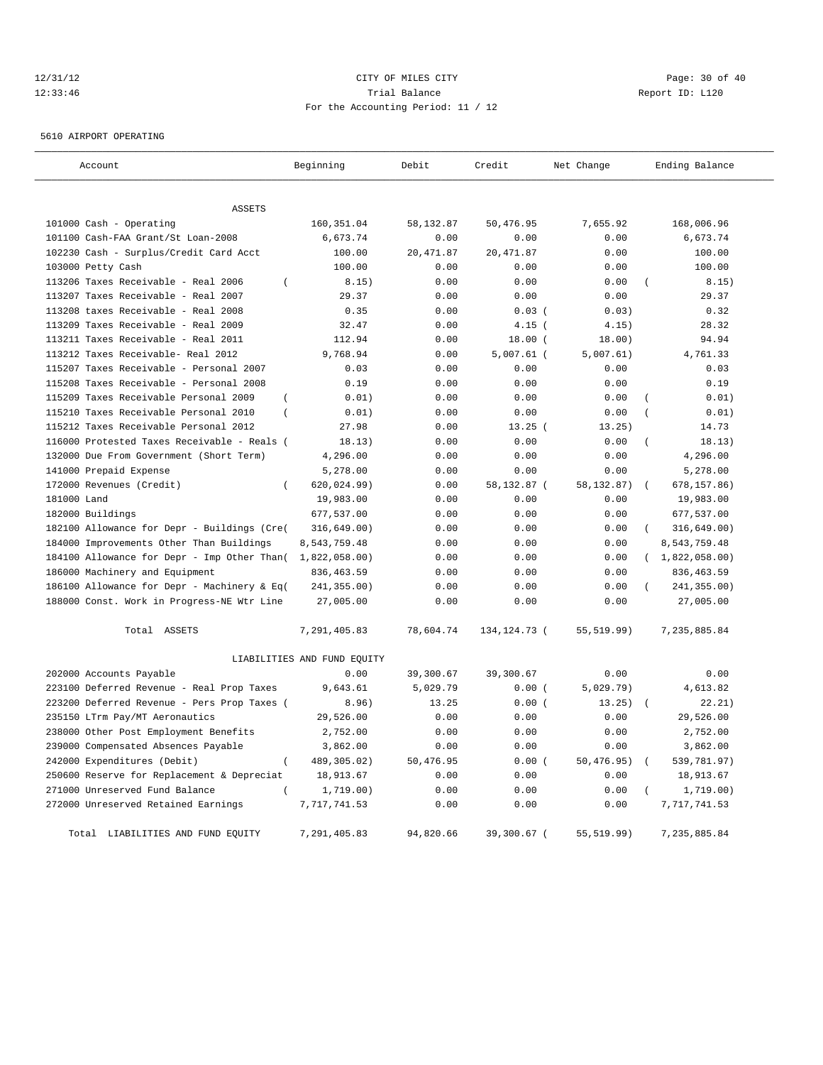CITY OF MILES CITY

Trial Balance

For the Accounting Period: 11 / 12

12/31/12 12:33:46

Report ID: L120

5610 AIRPORT OPERATING

| Account | Beginning | Debit | Credit | Net Change | Ending Balance |
|---|---|---|---|---|---|
| ASSETS | | | | | |
| 101000 Cash - Operating | 160,351.04 | 58,132.87 | 50,476.95 | 7,655.92 | 168,006.96 |
| 101100 Cash-FAA Grant/St Loan-2008 | 6,673.74 | 0.00 | 0.00 | 0.00 | 6,673.74 |
| 102230 Cash - Surplus/Credit Card Acct | 100.00 | 20,471.87 | 20,471.87 | 0.00 | 100.00 |
| 103000 Petty Cash | 100.00 | 0.00 | 0.00 | 0.00 | 100.00 |
| 113206 Taxes Receivable - Real 2006 | ( 8.15) | 0.00 | 0.00 | 0.00 | ( 8.15) |
| 113207 Taxes Receivable - Real 2007 | 29.37 | 0.00 | 0.00 | 0.00 | 29.37 |
| 113208 taxes Receivable - Real 2008 | 0.35 | 0.00 | 0.03 | ( 0.03) | 0.32 |
| 113209 Taxes Receivable - Real 2009 | 32.47 | 0.00 | 4.15 | ( 4.15) | 28.32 |
| 113211 Taxes Receivable - Real 2011 | 112.94 | 0.00 | 18.00 | ( 18.00) | 94.94 |
| 113212 Taxes Receivable- Real 2012 | 9,768.94 | 0.00 | 5,007.61 | ( 5,007.61) | 4,761.33 |
| 115207 Taxes Receivable - Personal 2007 | 0.03 | 0.00 | 0.00 | 0.00 | 0.03 |
| 115208 Taxes Receivable - Personal 2008 | 0.19 | 0.00 | 0.00 | 0.00 | 0.19 |
| 115209 Taxes Receivable Personal 2009 | ( 0.01) | 0.00 | 0.00 | 0.00 | ( 0.01) |
| 115210 Taxes Receivable Personal 2010 | ( 0.01) | 0.00 | 0.00 | 0.00 | ( 0.01) |
| 115212 Taxes Receivable Personal 2012 | 27.98 | 0.00 | 13.25 | ( 13.25) | 14.73 |
| 116000 Protested Taxes Receivable - Reals | ( 18.13) | 0.00 | 0.00 | 0.00 | ( 18.13) |
| 132000 Due From Government (Short Term) | 4,296.00 | 0.00 | 0.00 | 0.00 | 4,296.00 |
| 141000 Prepaid Expense | 5,278.00 | 0.00 | 0.00 | 0.00 | 5,278.00 |
| 172000 Revenues (Credit) | ( 620,024.99) | 0.00 | 58,132.87 | ( 58,132.87) | ( 678,157.86) |
| 181000 Land | 19,983.00 | 0.00 | 0.00 | 0.00 | 19,983.00 |
| 182000 Buildings | 677,537.00 | 0.00 | 0.00 | 0.00 | 677,537.00 |
| 182100 Allowance for Depr - Buildings (Cre | ( 316,649.00) | 0.00 | 0.00 | 0.00 | ( 316,649.00) |
| 184000 Improvements Other Than Buildings | 8,543,759.48 | 0.00 | 0.00 | 0.00 | 8,543,759.48 |
| 184100 Allowance for Depr - Imp Other Than | ( 1,822,058.00) | 0.00 | 0.00 | 0.00 | ( 1,822,058.00) |
| 186000 Machinery and Equipment | 836,463.59 | 0.00 | 0.00 | 0.00 | 836,463.59 |
| 186100 Allowance for Depr - Machinery & Eq | ( 241,355.00) | 0.00 | 0.00 | 0.00 | ( 241,355.00) |
| 188000 Const. Work in Progress-NE Wtr Line | 27,005.00 | 0.00 | 0.00 | 0.00 | 27,005.00 |
| Total ASSETS | 7,291,405.83 | 78,604.74 | 134,124.73 | ( 55,519.99) | 7,235,885.84 |
| LIABILITIES AND FUND EQUITY | | | | | |
| 202000 Accounts Payable | 0.00 | 39,300.67 | 39,300.67 | 0.00 | 0.00 |
| 223100 Deferred Revenue - Real Prop Taxes | 9,643.61 | 5,029.79 | 0.00 | ( 5,029.79) | 4,613.82 |
| 223200 Deferred Revenue - Pers Prop Taxes | ( 8.96) | 13.25 | 0.00 | ( 13.25) | ( 22.21) |
| 235150 LTrm Pay/MT Aeronautics | 29,526.00 | 0.00 | 0.00 | 0.00 | 29,526.00 |
| 238000 Other Post Employment Benefits | 2,752.00 | 0.00 | 0.00 | 0.00 | 2,752.00 |
| 239000 Compensated Absences Payable | 3,862.00 | 0.00 | 0.00 | 0.00 | 3,862.00 |
| 242000 Expenditures (Debit) | ( 489,305.02) | 50,476.95 | 0.00 | ( 50,476.95) | ( 539,781.97) |
| 250600 Reserve for Replacement & Depreciat | 18,913.67 | 0.00 | 0.00 | 0.00 | 18,913.67 |
| 271000 Unreserved Fund Balance | ( 1,719.00) | 0.00 | 0.00 | 0.00 | ( 1,719.00) |
| 272000 Unreserved Retained Earnings | 7,717,741.53 | 0.00 | 0.00 | 0.00 | 7,717,741.53 |
| Total LIABILITIES AND FUND EQUITY | 7,291,405.83 | 94,820.66 | 39,300.67 | ( 55,519.99) | 7,235,885.84 |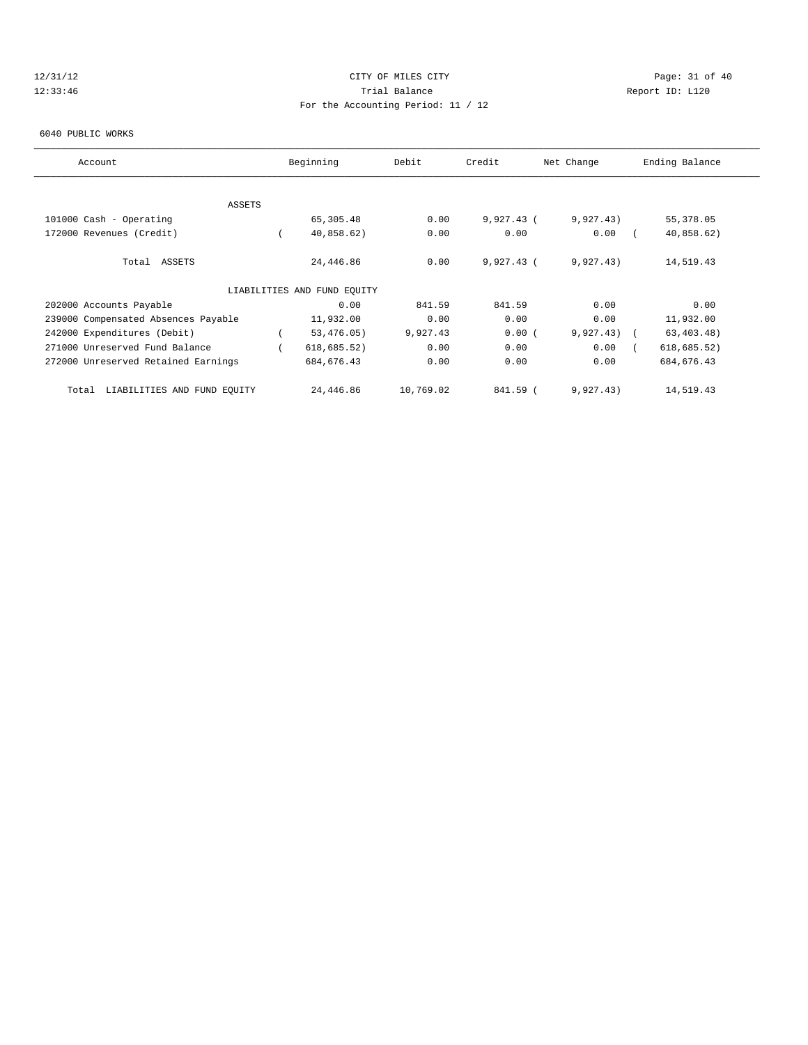CITY OF MILES CITY
Trial Balance
For the Accounting Period: 11 / 12

12/31/12
12:33:46

Report ID: L120

6040 PUBLIC WORKS

| Account | Beginning | Debit | Credit | Net Change | Ending Balance |
|---|---|---|---|---|---|
| ASSETS | | | | | |
| 101000 Cash - Operating | 65,305.48 | 0.00 | 9,927.43 | ( 9,927.43) | 55,378.05 |
| 172000 Revenues (Credit) | ( 40,858.62) | 0.00 | 0.00 | 0.00 | ( 40,858.62) |
| Total ASSETS | 24,446.86 | 0.00 | 9,927.43 | ( 9,927.43) | 14,519.43 |
| LIABILITIES AND FUND EQUITY | | | | | |
| 202000 Accounts Payable | 0.00 | 841.59 | 841.59 | 0.00 | 0.00 |
| 239000 Compensated Absences Payable | 11,932.00 | 0.00 | 0.00 | 0.00 | 11,932.00 |
| 242000 Expenditures (Debit) | ( 53,476.05) | 9,927.43 | 0.00 | ( 9,927.43) | ( 63,403.48) |
| 271000 Unreserved Fund Balance | ( 618,685.52) | 0.00 | 0.00 | 0.00 | ( 618,685.52) |
| 272000 Unreserved Retained Earnings | 684,676.43 | 0.00 | 0.00 | 0.00 | 684,676.43 |
| Total LIABILITIES AND FUND EQUITY | 24,446.86 | 10,769.02 | 841.59 | ( 9,927.43) | 14,519.43 |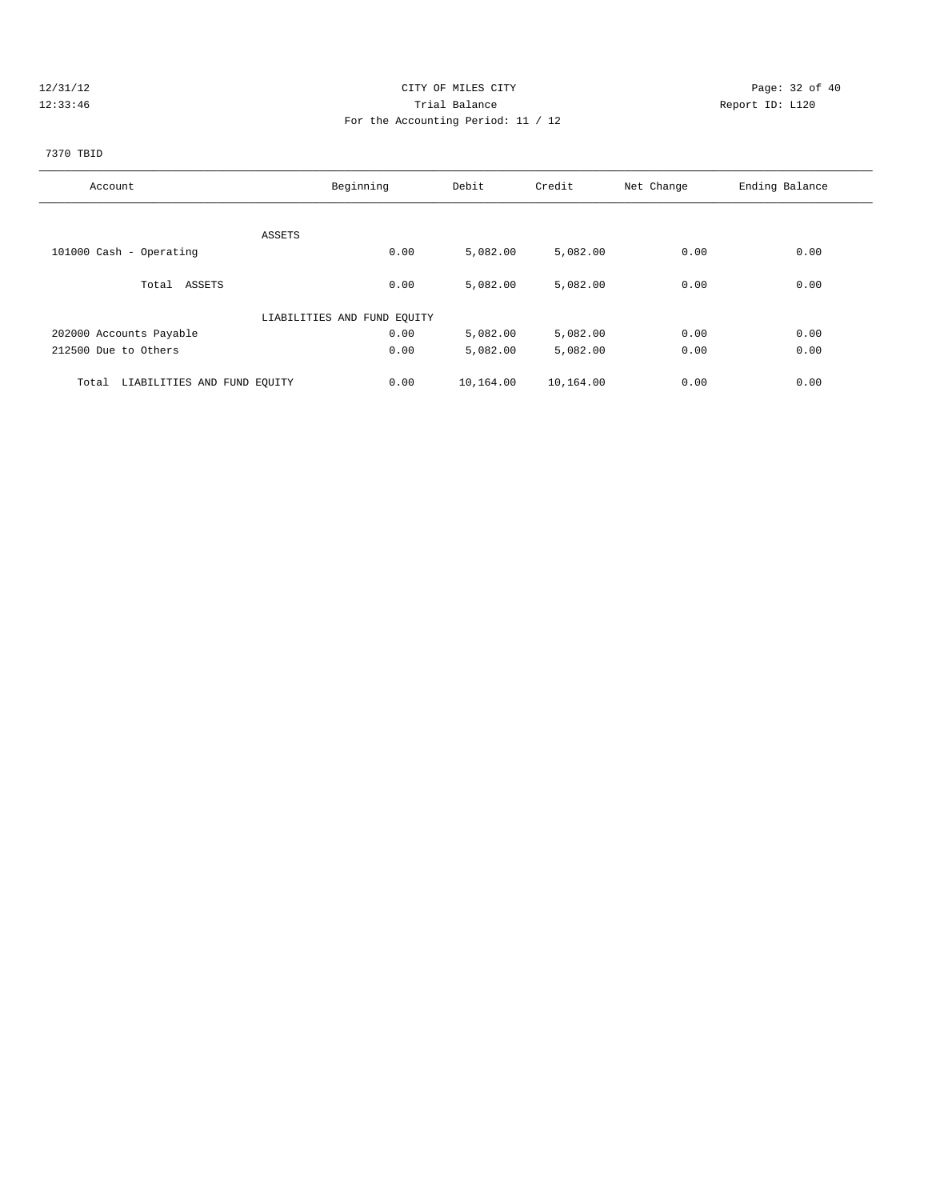CITY OF MILES CITY
Trial Balance
For the Accounting Period: 11 / 12

12/31/12
12:33:46

Report ID: L120

7370 TBID

| Account | Beginning | Debit | Credit | Net Change | Ending Balance |
|---|---|---|---|---|---|
| ASSETS | | | | | |
| 101000 Cash - Operating | 0.00 | 5,082.00 | 5,082.00 | 0.00 | 0.00 |
| Total ASSETS | 0.00 | 5,082.00 | 5,082.00 | 0.00 | 0.00 |
| LIABILITIES AND FUND EQUITY | | | | | |
| 202000 Accounts Payable | 0.00 | 5,082.00 | 5,082.00 | 0.00 | 0.00 |
| 212500 Due to Others | 0.00 | 5,082.00 | 5,082.00 | 0.00 | 0.00 |
| Total LIABILITIES AND FUND EQUITY | 0.00 | 10,164.00 | 10,164.00 | 0.00 | 0.00 |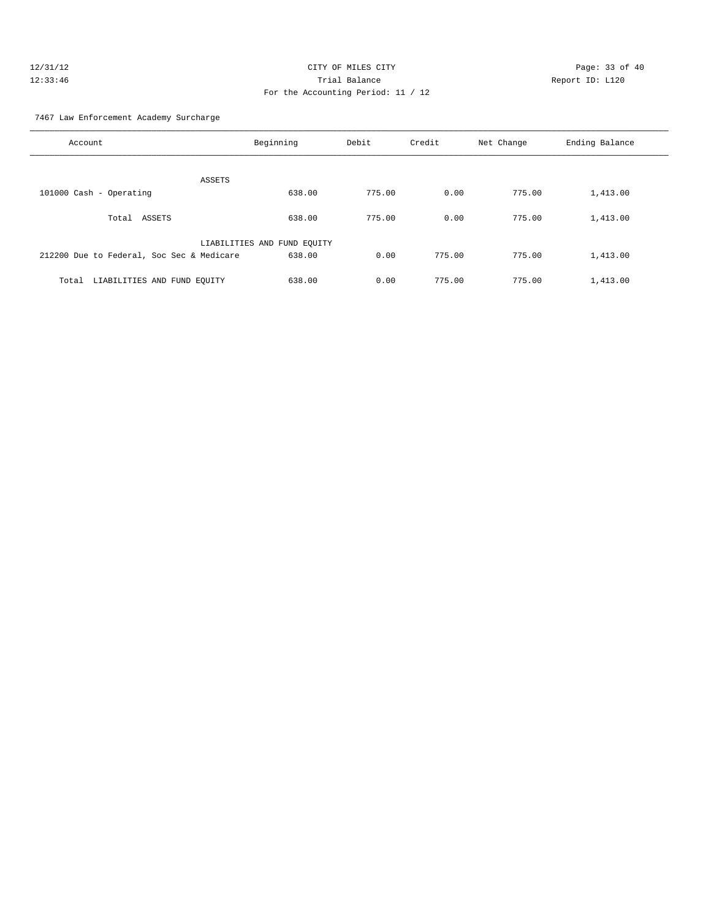CITY OF MILES CITY

Trial Balance

For the Accounting Period: 11 / 12

7467 Law Enforcement Academy Surcharge

| Account | Beginning | Debit | Credit | Net Change | Ending Balance |
|---|---|---|---|---|---|
| ASSETS | | | | | |
| 101000 Cash - Operating | 638.00 | 775.00 | 0.00 | 775.00 | 1,413.00 |
| Total ASSETS | 638.00 | 775.00 | 0.00 | 775.00 | 1,413.00 |
| LIABILITIES AND FUND EQUITY | | | | | |
| 212200 Due to Federal, Soc Sec & Medicare | 638.00 | 0.00 | 775.00 | 775.00 | 1,413.00 |
| Total LIABILITIES AND FUND EQUITY | 638.00 | 0.00 | 775.00 | 775.00 | 1,413.00 |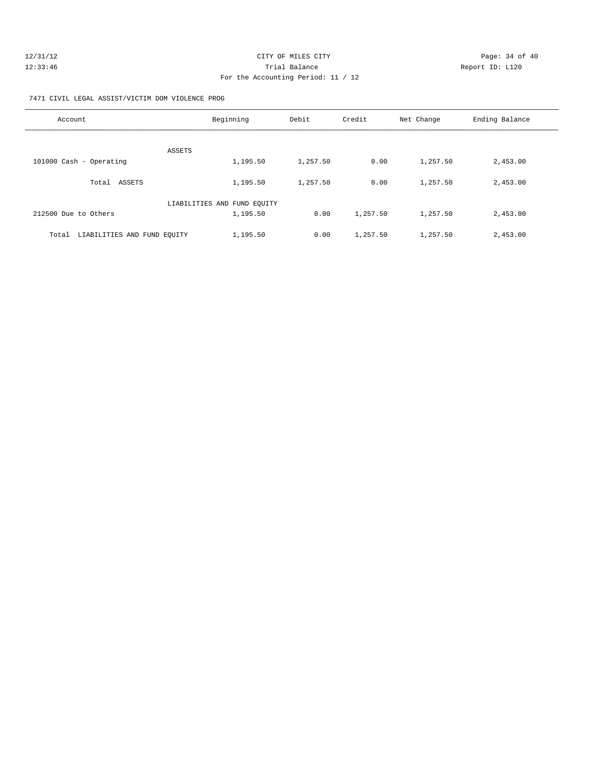CITY OF MILES CITY

Trial Balance

For the Accounting Period: 11 / 12

12/31/12 12:33:46 Report ID: L120

7471 CIVIL LEGAL ASSIST/VICTIM DOM VIOLENCE PROG

| Account | Beginning | Debit | Credit | Net Change | Ending Balance |
|---|---|---|---|---|---|
| ASSETS | | | | | |
| 101000 Cash - Operating | 1,195.50 | 1,257.50 | 0.00 | 1,257.50 | 2,453.00 |
| Total ASSETS | 1,195.50 | 1,257.50 | 0.00 | 1,257.50 | 2,453.00 |
| LIABILITIES AND FUND EQUITY | | | | | |
| 212500 Due to Others | 1,195.50 | 0.00 | 1,257.50 | 1,257.50 | 2,453.00 |
| Total LIABILITIES AND FUND EQUITY | 1,195.50 | 0.00 | 1,257.50 | 1,257.50 | 2,453.00 |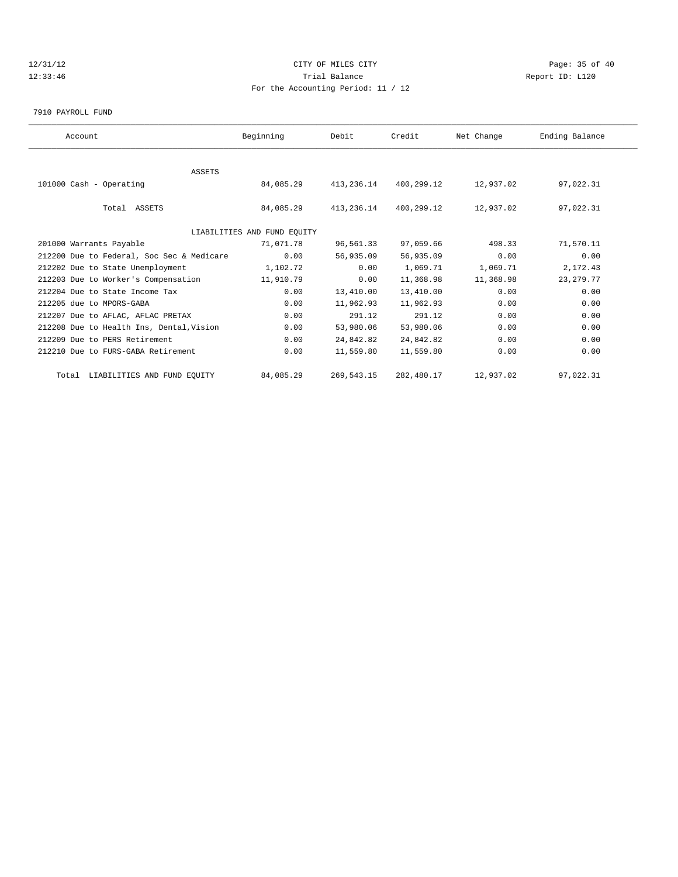CITY OF MILES CITY

Trial Balance

For the Accounting Period: 11 / 12

12/31/12 12:33:46 Report ID: L120

7910 PAYROLL FUND

| Account | Beginning | Debit | Credit | Net Change | Ending Balance |
|---|---|---|---|---|---|
| ASSETS | | | | | |
| 101000 Cash - Operating | 84,085.29 | 413,236.14 | 400,299.12 | 12,937.02 | 97,022.31 |
| Total ASSETS | 84,085.29 | 413,236.14 | 400,299.12 | 12,937.02 | 97,022.31 |
| LIABILITIES AND FUND EQUITY | | | | | |
| 201000 Warrants Payable | 71,071.78 | 96,561.33 | 97,059.66 | 498.33 | 71,570.11 |
| 212200 Due to Federal, Soc Sec & Medicare | 0.00 | 56,935.09 | 56,935.09 | 0.00 | 0.00 |
| 212202 Due to State Unemployment | 1,102.72 | 0.00 | 1,069.71 | 1,069.71 | 2,172.43 |
| 212203 Due to Worker's Compensation | 11,910.79 | 0.00 | 11,368.98 | 11,368.98 | 23,279.77 |
| 212204 Due to State Income Tax | 0.00 | 13,410.00 | 13,410.00 | 0.00 | 0.00 |
| 212205 due to MPORS-GABA | 0.00 | 11,962.93 | 11,962.93 | 0.00 | 0.00 |
| 212207 Due to AFLAC, AFLAC PRETAX | 0.00 | 291.12 | 291.12 | 0.00 | 0.00 |
| 212208 Due to Health Ins, Dental,Vision | 0.00 | 53,980.06 | 53,980.06 | 0.00 | 0.00 |
| 212209 Due to PERS Retirement | 0.00 | 24,842.82 | 24,842.82 | 0.00 | 0.00 |
| 212210 Due to FURS-GABA Retirement | 0.00 | 11,559.80 | 11,559.80 | 0.00 | 0.00 |
| Total LIABILITIES AND FUND EQUITY | 84,085.29 | 269,543.15 | 282,480.17 | 12,937.02 | 97,022.31 |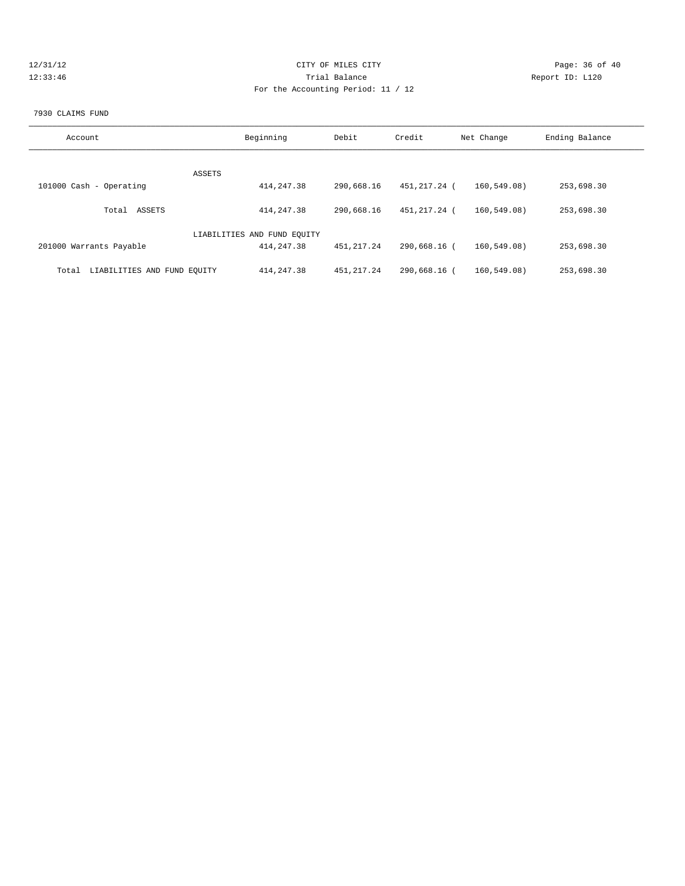CITY OF MILES CITY

Trial Balance

For the Accounting Period: 11 / 12

12/31/12 12:33:46

Report ID: L120

7930 CLAIMS FUND

| Account | Beginning | Debit | Credit | Net Change | Ending Balance |
|---|---|---|---|---|---|
| ASSETS | | | | | |
| 101000 Cash - Operating | 414,247.38 | 290,668.16 | 451,217.24 | ( 160,549.08) | 253,698.30 |
| Total ASSETS | 414,247.38 | 290,668.16 | 451,217.24 | ( 160,549.08) | 253,698.30 |
| LIABILITIES AND FUND EQUITY | | | | | |
| 201000 Warrants Payable | 414,247.38 | 451,217.24 | 290,668.16 | ( 160,549.08) | 253,698.30 |
| Total LIABILITIES AND FUND EQUITY | 414,247.38 | 451,217.24 | 290,668.16 | ( 160,549.08) | 253,698.30 |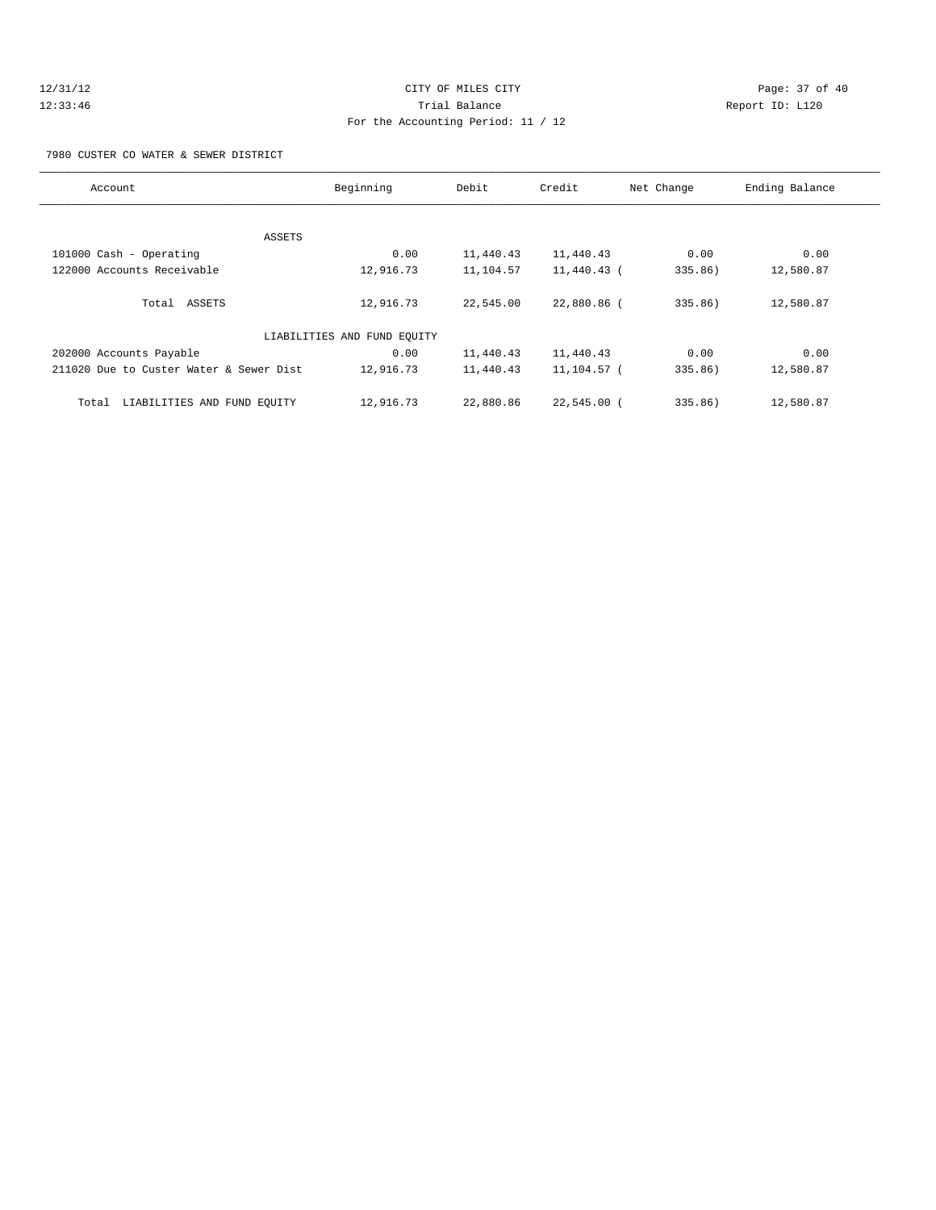CITY OF MILES CITY

Trial Balance

For the Accounting Period: 11 / 12

12/31/12 12:33:46 Report ID: L120

7980 CUSTER CO WATER & SEWER DISTRICT

| Account | Beginning | Debit | Credit | Net Change | Ending Balance |
|---|---|---|---|---|---|
| ASSETS | | | | | |
| 101000 Cash - Operating | 0.00 | 11,440.43 | 11,440.43 | 0.00 | 0.00 |
| 122000 Accounts Receivable | 12,916.73 | 11,104.57 | 11,440.43 | ( 335.86) | 12,580.87 |
| Total ASSETS | 12,916.73 | 22,545.00 | 22,880.86 | ( 335.86) | 12,580.87 |
| LIABILITIES AND FUND EQUITY | | | | | |
| 202000 Accounts Payable | 0.00 | 11,440.43 | 11,440.43 | 0.00 | 0.00 |
| 211020 Due to Custer Water & Sewer Dist | 12,916.73 | 11,440.43 | 11,104.57 | ( 335.86) | 12,580.87 |
| Total LIABILITIES AND FUND EQUITY | 12,916.73 | 22,880.86 | 22,545.00 | ( 335.86) | 12,580.87 |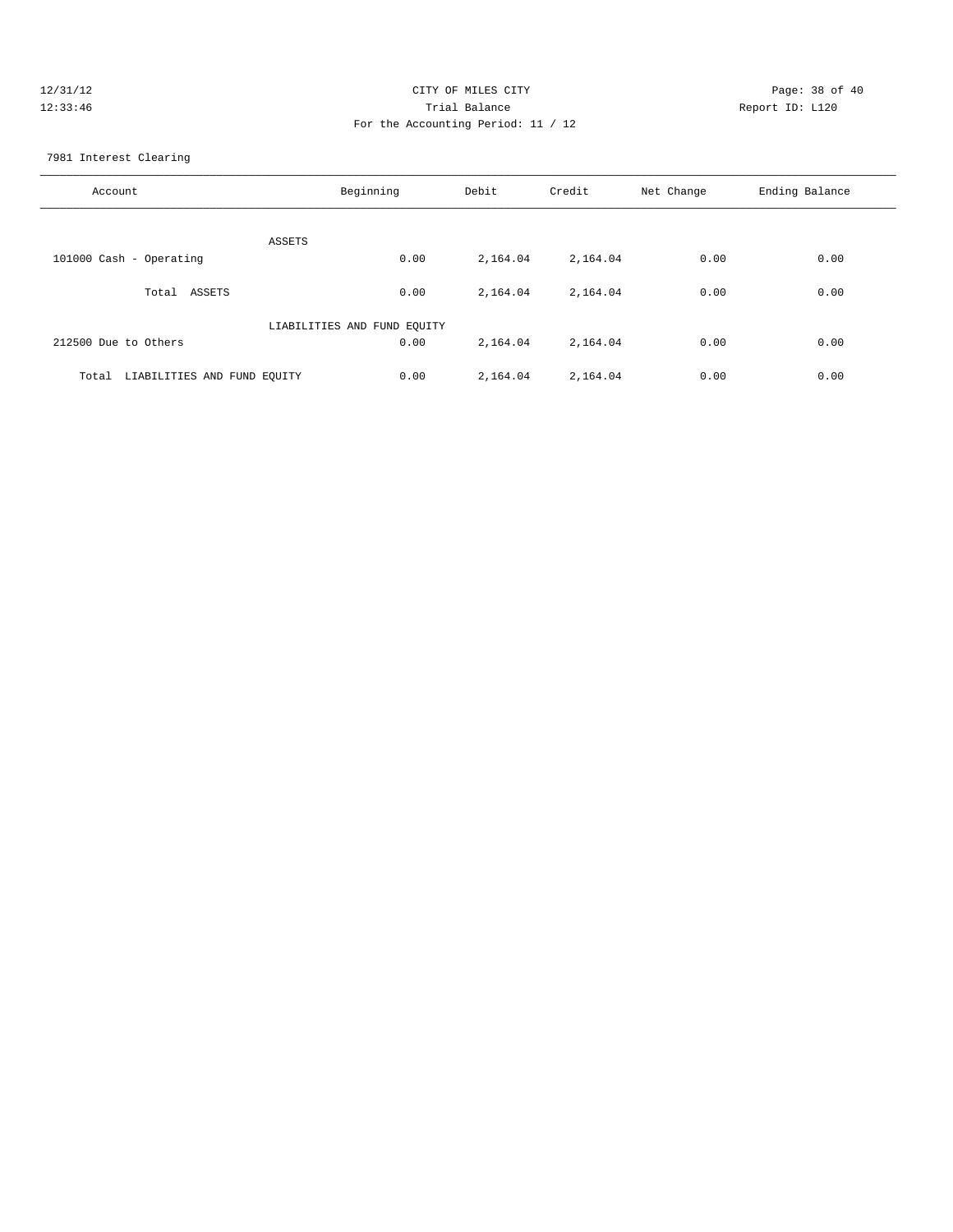CITY OF MILES CITY

Trial Balance

For the Accounting Period: 11 / 12

12/31/12
12:33:46

Report ID: L120

7981 Interest Clearing

| Account | Beginning | Debit | Credit | Net Change | Ending Balance |
|---|---|---|---|---|---|
| ASSETS | | | | | |
| 101000 Cash - Operating | 0.00 | 2,164.04 | 2,164.04 | 0.00 | 0.00 |
| Total ASSETS | 0.00 | 2,164.04 | 2,164.04 | 0.00 | 0.00 |
| LIABILITIES AND FUND EQUITY | | | | | |
| 212500 Due to Others | 0.00 | 2,164.04 | 2,164.04 | 0.00 | 0.00 |
| Total LIABILITIES AND FUND EQUITY | 0.00 | 2,164.04 | 2,164.04 | 0.00 | 0.00 |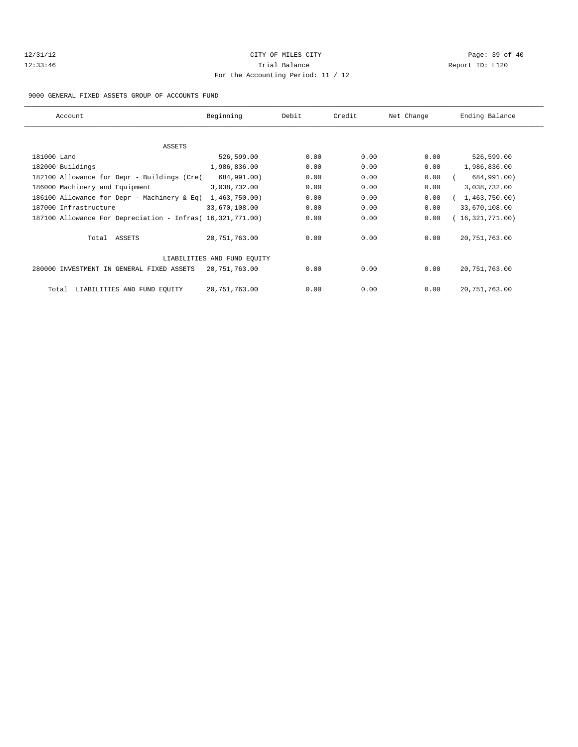12/31/12 CITY OF MILES CITY
12:33:46 Trial Balance Report ID: L120
For the Accounting Period: 11 / 12

9000 GENERAL FIXED ASSETS GROUP OF ACCOUNTS FUND

| Account | Beginning | Debit | Credit | Net Change | Ending Balance |
|---|---|---|---|---|---|
| ASSETS | | | | | |
| 181000 Land | 526,599.00 | 0.00 | 0.00 | 0.00 | 526,599.00 |
| 182000 Buildings | 1,986,836.00 | 0.00 | 0.00 | 0.00 | 1,986,836.00 |
| 182100 Allowance for Depr - Buildings (Cre( | 684,991.00) | 0.00 | 0.00 | 0.00 | ( 684,991.00) |
| 186000 Machinery and Equipment | 3,038,732.00 | 0.00 | 0.00 | 0.00 | 3,038,732.00 |
| 186100 Allowance for Depr - Machinery & Eq( | 1,463,750.00) | 0.00 | 0.00 | 0.00 | ( 1,463,750.00) |
| 187000 Infrastructure | 33,670,108.00 | 0.00 | 0.00 | 0.00 | 33,670,108.00 |
| 187100 Allowance For Depreciation - Infras( | 16,321,771.00) | 0.00 | 0.00 | 0.00 | ( 16,321,771.00) |
| Total ASSETS | 20,751,763.00 | 0.00 | 0.00 | 0.00 | 20,751,763.00 |
| LIABILITIES AND FUND EQUITY | | | | | |
| 280000 INVESTMENT IN GENERAL FIXED ASSETS | 20,751,763.00 | 0.00 | 0.00 | 0.00 | 20,751,763.00 |
| Total LIABILITIES AND FUND EQUITY | 20,751,763.00 | 0.00 | 0.00 | 0.00 | 20,751,763.00 |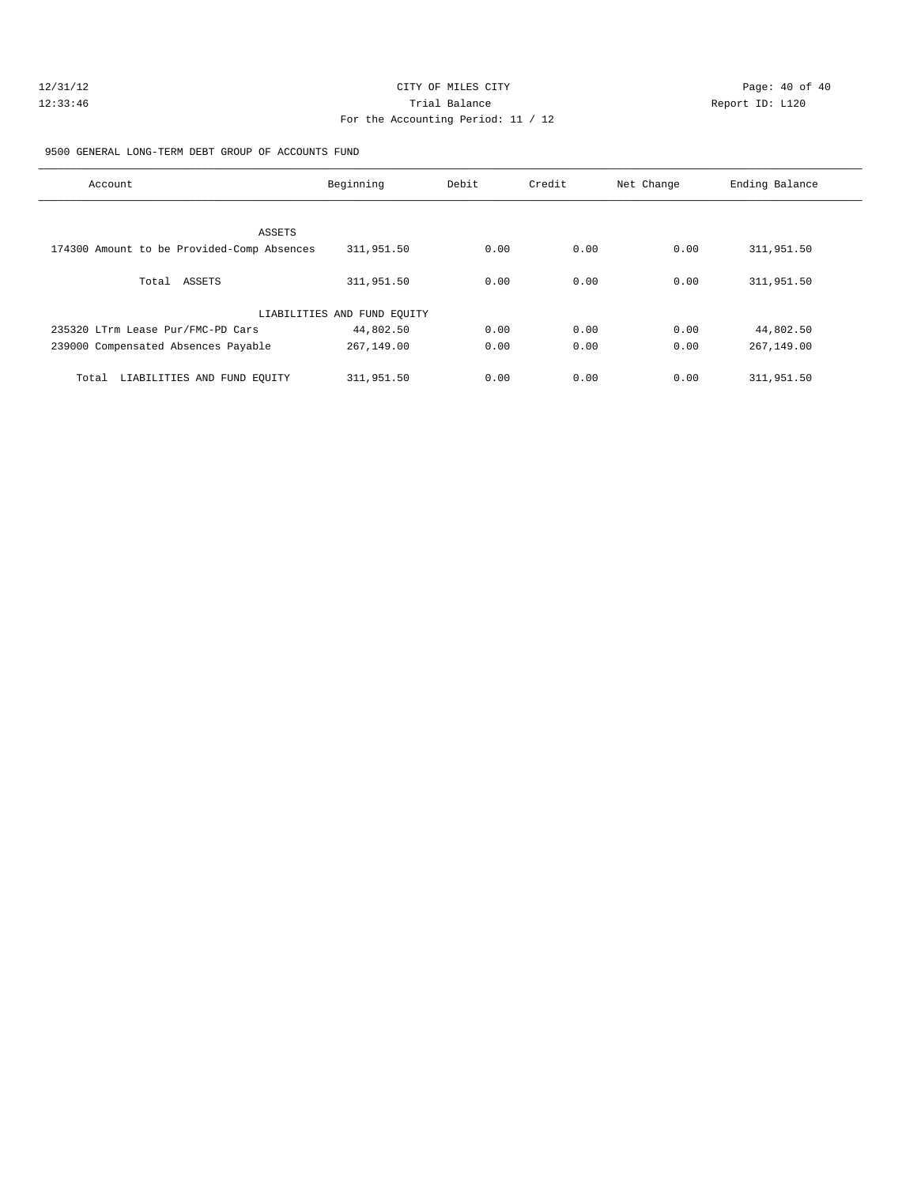CITY OF MILES CITY

Trial Balance

For the Accounting Period: 11 / 12

12/31/12 12:33:46 Report ID: L120

9500 GENERAL LONG-TERM DEBT GROUP OF ACCOUNTS FUND

| Account | Beginning | Debit | Credit | Net Change | Ending Balance |
|---|---|---|---|---|---|
| ASSETS | | | | | |
| 174300 Amount to be Provided-Comp Absences | 311,951.50 | 0.00 | 0.00 | 0.00 | 311,951.50 |
| Total ASSETS | 311,951.50 | 0.00 | 0.00 | 0.00 | 311,951.50 |
| LIABILITIES AND FUND EQUITY | | | | | |
| 235320 LTrm Lease Pur/FMC-PD Cars | 44,802.50 | 0.00 | 0.00 | 0.00 | 44,802.50 |
| 239000 Compensated Absences Payable | 267,149.00 | 0.00 | 0.00 | 0.00 | 267,149.00 |
| Total LIABILITIES AND FUND EQUITY | 311,951.50 | 0.00 | 0.00 | 0.00 | 311,951.50 |